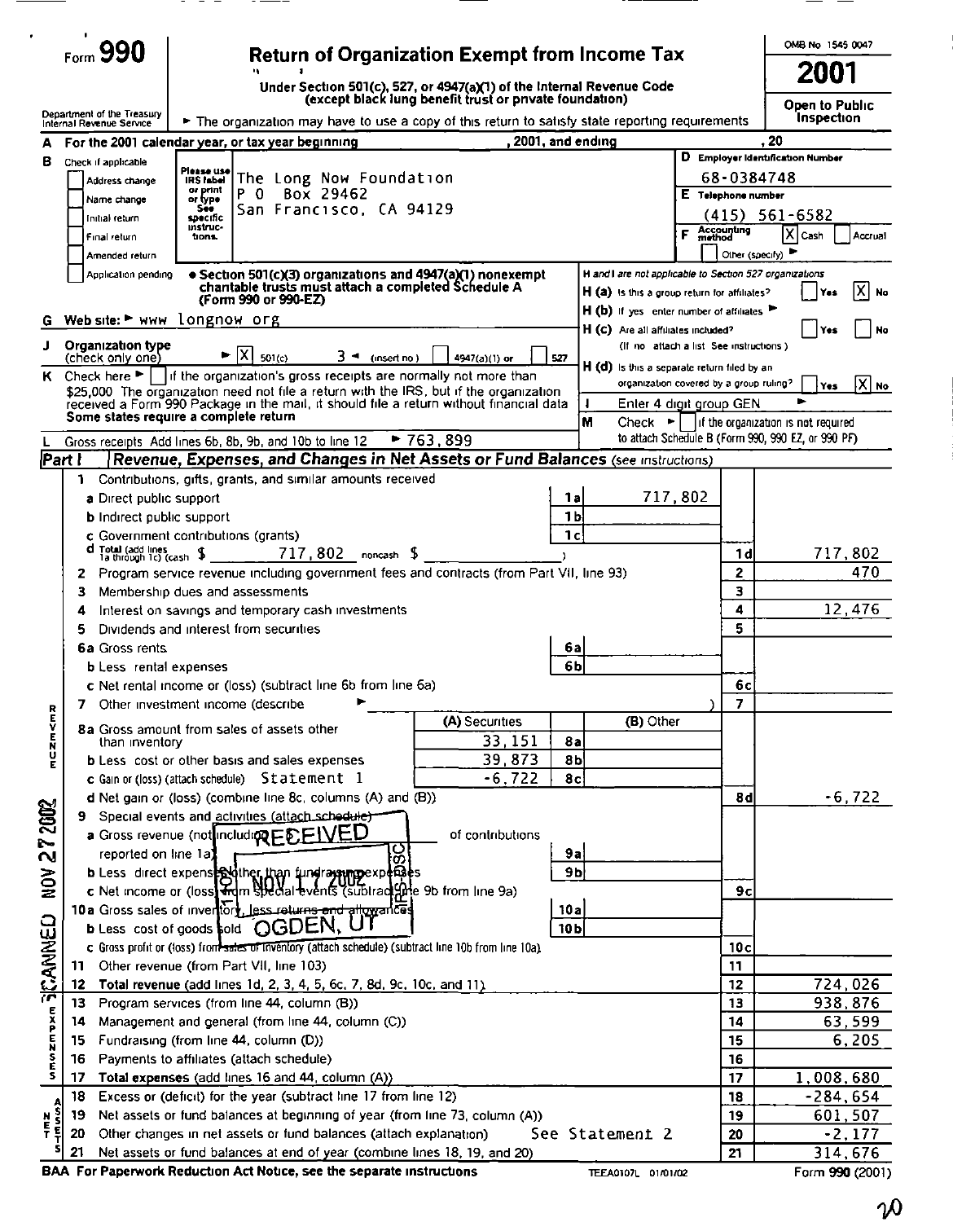Form **990**

# Return of Organization Exempt from Income Tax

Under Section 501(c), 527, or 4947(a)(1) of the Internal Revenue Code (except black lung benefit trust or private foundation)

Department of the Treasury Internal Revenue Service

► The organization may have to use a copy of this return to satisfy state reporting requirements

OMB No 1545 0047

**2001**

Open to Public Inspection

**A** For the 2001 calendar year, or tax year beginning , 2001, and ending , 20

**B** Check if applicable: [ ] Address change [ ] Name change [ ] Initial return [ ] Final return [ ] Amended return [ ] Application pending

Please use IRS label or print or type. See specific instructions.

The Long Now Foundation
P O Box 29462
San Francisco, CA 94129

**D** Employer Identification Number: 68-0384748

**E** Telephone number: (415) 561-6582

**F** Accounting method: [X] Cash [ ] Accrual [ ] Other (specify) ►

• Section 501(c)(3) organizations and 4947(a)(1) nonexempt charitable trusts must attach a completed Schedule A (Form 990 or 990-EZ)

H and I are not applicable to Section 527 organizations

H (a) Is this a group return for affiliates? [ ] Yes [X] No

H (b) If yes enter number of affiliates ►

H (c) Are all affiliates included? [ ] Yes [ ] No (If no attach a list See instructions)

H (d) Is this a separate return filed by an organization covered by a group ruling? [ ] Yes [X] No

**G** Web site: ► www longnow org

**I** Enter 4 digit group GEN ►

**J** Organization type (check only one) ► [X] 501(c) 3 ◄ (insert no) [ ] 4947(a)(1) or [ ] 527

**K** Check here ► [ ] if the organization's gross receipts are normally not more than $25,000 The organization need not file a return with the IRS, but if the organization received a Form 990 Package in the mail, it should file a return without financial data Some states require a complete return

**M** Check ► [ ] if the organization is not required to attach Schedule B (Form 990, 990 EZ, or 990 PF)

**L** Gross receipts Add lines 6b, 8b, 9b, and 10b to line 12 ► 763,899

## Part I Revenue, Expenses, and Changes in Net Assets or Fund Balances (see instructions)

### Revenue

| Line | Description | | Amount | Line | Amount |
|---|---|---|---|---|---|
| 1 | Contributions, gifts, grants, and similar amounts received | | | | |
| a | Direct public support | 1a | 717,802 | | |
| b | Indirect public support | 1b | | | |
| c | Government contributions (grants) | 1c | | | |
| d | Total (add lines 1a through 1c) (cash $ 717,802 noncash $ ) | | | 1d | 717,802 |
| 2 | Program service revenue including government fees and contracts (from Part VII, line 93) | | | 2 | 470 |
| 3 | Membership dues and assessments | | | 3 | |
| 4 | Interest on savings and temporary cash investments | | | 4 | 12,476 |
| 5 | Dividends and interest from securities | | | 5 | |
| 6a | Gross rents | 6a | | | |
| b | Less rental expenses | 6b | | | |
| c | Net rental income or (loss) (subtract line 6b from line 6a) | | | 6c | |
| 7 | Other investment income (describe ► ) | | | 7 | |

| Line | Description | (A) Securities | (B) Other | Line |
|---|---|---|---|---|
| 8a | Gross amount from sales of assets other than inventory | 33,151 | | 8a |
| b | Less cost or other basis and sales expenses | 39,873 | | 8b |
| c | Gain or (loss) (attach schedule) Statement 1 | -6,722 | | 8c |

| Line | Description | | Amount | Line | Amount |
|---|---|---|---|---|---|
| d | Net gain or (loss) (combine line 8c, columns (A) and (B)) | | | 8d | -6,722 |
| 9 | Special events and activities (attach schedule) | | | | |
| a | Gross revenue (not including $ of contributions reported on line 1a) | 9a | | | |
| b | Less direct expenses other than fundraising expenses | 9b | | | |
| c | Net income or (loss) from special events (subtract line 9b from line 9a) | | | 9c | |
| 10a | Gross sales of inventory, less returns and allowances | 10a | | | |
| b | Less cost of goods sold | 10b | | | |
| c | Gross profit or (loss) from sales of inventory (attach schedule) (subtract line 10b from line 10a) | | | 10c | |
| 11 | Other revenue (from Part VII, line 103) | | | 11 | |
| 12 | Total revenue (add lines 1d, 2, 3, 4, 5, 6c, 7, 8d, 9c, 10c, and 11) | | | 12 | 724,026 |

### Expenses

| Line | Description | Line | Amount |
|---|---|---|---|
| 13 | Program services (from line 44, column (B)) | 13 | 938,876 |
| 14 | Management and general (from line 44, column (C)) | 14 | 63,599 |
| 15 | Fundraising (from line 44, column (D)) | 15 | 6,205 |
| 16 | Payments to affiliates (attach schedule) | 16 | |
| 17 | Total expenses (add lines 16 and 44, column (A)) | 17 | 1,008,680 |

### Net Assets

| Line | Description | Line | Amount |
|---|---|---|---|
| 18 | Excess or (deficit) for the year (subtract line 17 from line 12) | 18 | -284,654 |
| 19 | Net assets or fund balances at beginning of year (from line 73, column (A)) | 19 | 601,507 |
| 20 | Other changes in net assets or fund balances (attach explanation) See Statement 2 | 20 | -2,177 |
| 21 | Net assets or fund balances at end of year (combine lines 18, 19, and 20) | 21 | 314,676 |

RECEIVED NOV 17 2002 OGDEN, UT

SCANNED NOV 27 2002

BAA For Paperwork Reduction Act Notice, see the separate instructions TEEA0107L 01/01/02 Form 990 (2001)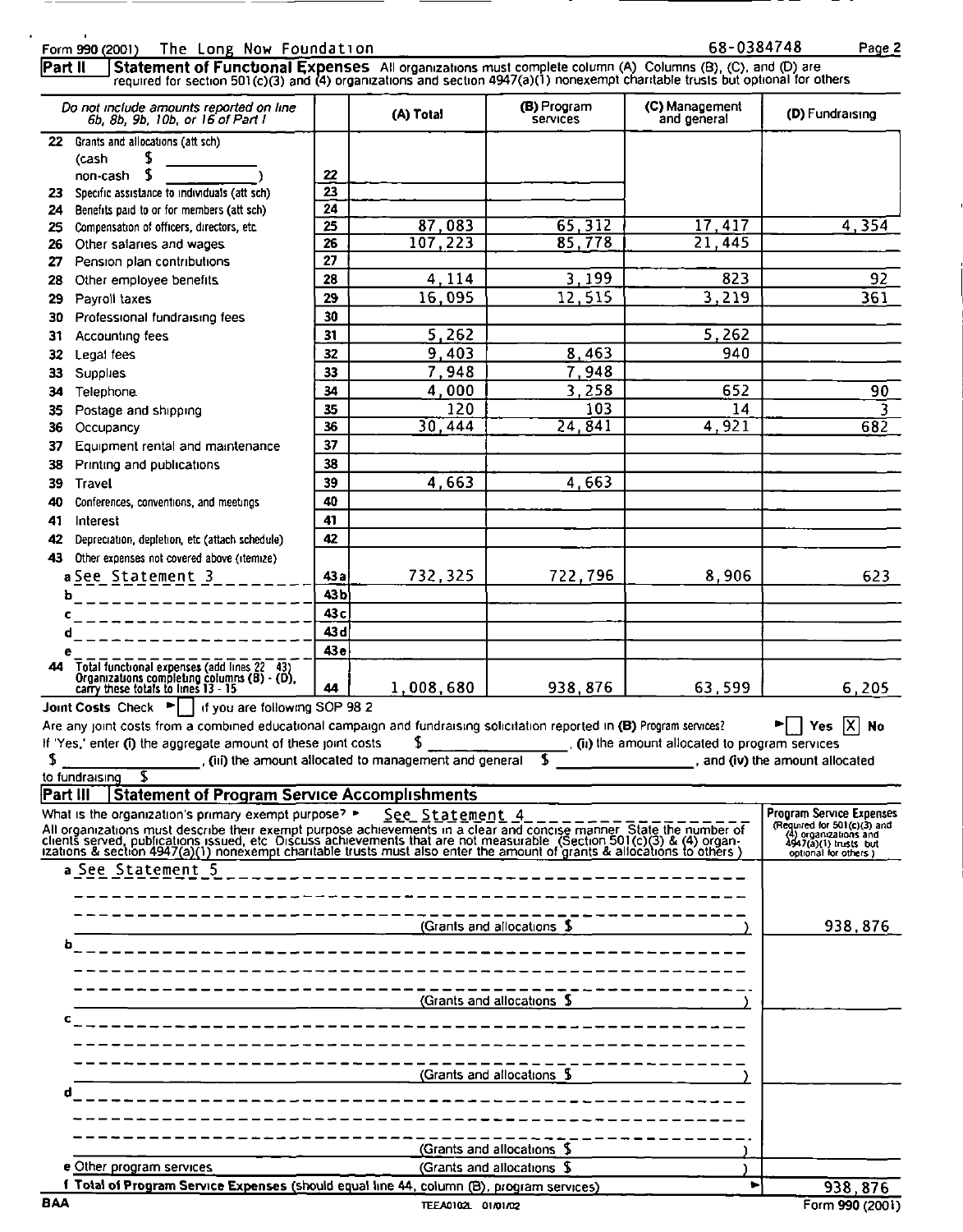Form 990 (2001) The Long Now Foundation 68-0384748

## Part II Statement of Functional Expenses

All organizations must complete column (A) Columns (B), (C), and (D) are required for section 501(c)(3) and (4) organizations and section 4947(a)(1) nonexempt charitable trusts but optional for others

| Do not include amounts reported on line 6b, 8b, 9b, 10b, or 16 of Part I | | (A) Total | (B) Program services | (C) Management and general | (D) Fundraising |
|---|---|---|---|---|---|
| 22 Grants and allocations (att sch) (cash $ ________ non-cash $ ________ ) | 22 | | | | |
| 23 Specific assistance to individuals (att sch) | 23 | | | | |
| 24 Benefits paid to or for members (att sch) | 24 | | | | |
| 25 Compensation of officers, directors, etc | 25 | 87,083 | 65,312 | 17,417 | 4,354 |
| 26 Other salaries and wages | 26 | 107,223 | 85,778 | 21,445 | |
| 27 Pension plan contributions | 27 | | | | |
| 28 Other employee benefits | 28 | 4,114 | 3,199 | 823 | 92 |
| 29 Payroll taxes | 29 | 16,095 | 12,515 | 3,219 | 361 |
| 30 Professional fundraising fees | 30 | | | | |
| 31 Accounting fees | 31 | 5,262 | | 5,262 | |
| 32 Legal fees | 32 | 9,403 | 8,463 | 940 | |
| 33 Supplies | 33 | 7,948 | 7,948 | | |
| 34 Telephone | 34 | 4,000 | 3,258 | 652 | 90 |
| 35 Postage and shipping | 35 | 120 | 103 | 14 | 3 |
| 36 Occupancy | 36 | 30,444 | 24,841 | 4,921 | 682 |
| 37 Equipment rental and maintenance | 37 | | | | |
| 38 Printing and publications | 38 | | | | |
| 39 Travel | 39 | 4,663 | 4,663 | | |
| 40 Conferences, conventions, and meetings | 40 | | | | |
| 41 Interest | 41 | | | | |
| 42 Depreciation, depletion, etc (attach schedule) | 42 | | | | |
| 43 Other expenses not covered above (itemize) | | | | | |
| a See Statement 3 | 43a | 732,325 | 722,796 | 8,906 | 623 |
| b | 43b | | | | |
| c | 43c | | | | |
| d | 43d | | | | |
| e | 43e | | | | |
| 44 Total functional expenses (add lines 22 - 43) Organizations completing columns (B) - (D), carry these totals to lines 13 - 15 | 44 | 1,008,680 | 938,876 | 63,599 | 6,205 |

**Joint Costs** Check ► [ ] if you are following SOP 98 2

Are any joint costs from a combined educational campaign and fundraising solicitation reported in **(B)** Program services? ► [ ] Yes [X] No

If 'Yes,' enter (i) the aggregate amount of these joint costs $ ________, (ii) the amount allocated to program services $ ________, (iii) the amount allocated to management and general $ ________, and (iv) the amount allocated to fundraising $ ________

## Part III Statement of Program Service Accomplishments

What is the organization's primary exempt purpose? ► See Statement 4

All organizations must describe their exempt purpose achievements in a clear and concise manner State the number of clients served, publications issued, etc Discuss achievements that are not measurable (Section 501(c)(3) & (4) organizations & section 4947(a)(1) nonexempt charitable trusts must also enter the amount of grants & allocations to others )

| | Program Service Expenses (Required for 501(c)(3) and (4) organizations and 4947(a)(1) trusts but optional for others ) |
|---|---|
| a See Statement 5 (Grants and allocations $ ) | 938,876 |
| b (Grants and allocations $ ) | |
| c (Grants and allocations $ ) | |
| d (Grants and allocations $ ) | |
| e Other program services (Grants and allocations $ ) | |
| f **Total of Program Service Expenses** (should equal line 44, column (B), program services) ► | 938,876 |

BAA TEEA0102L 01/01/02 Form 990 (2001)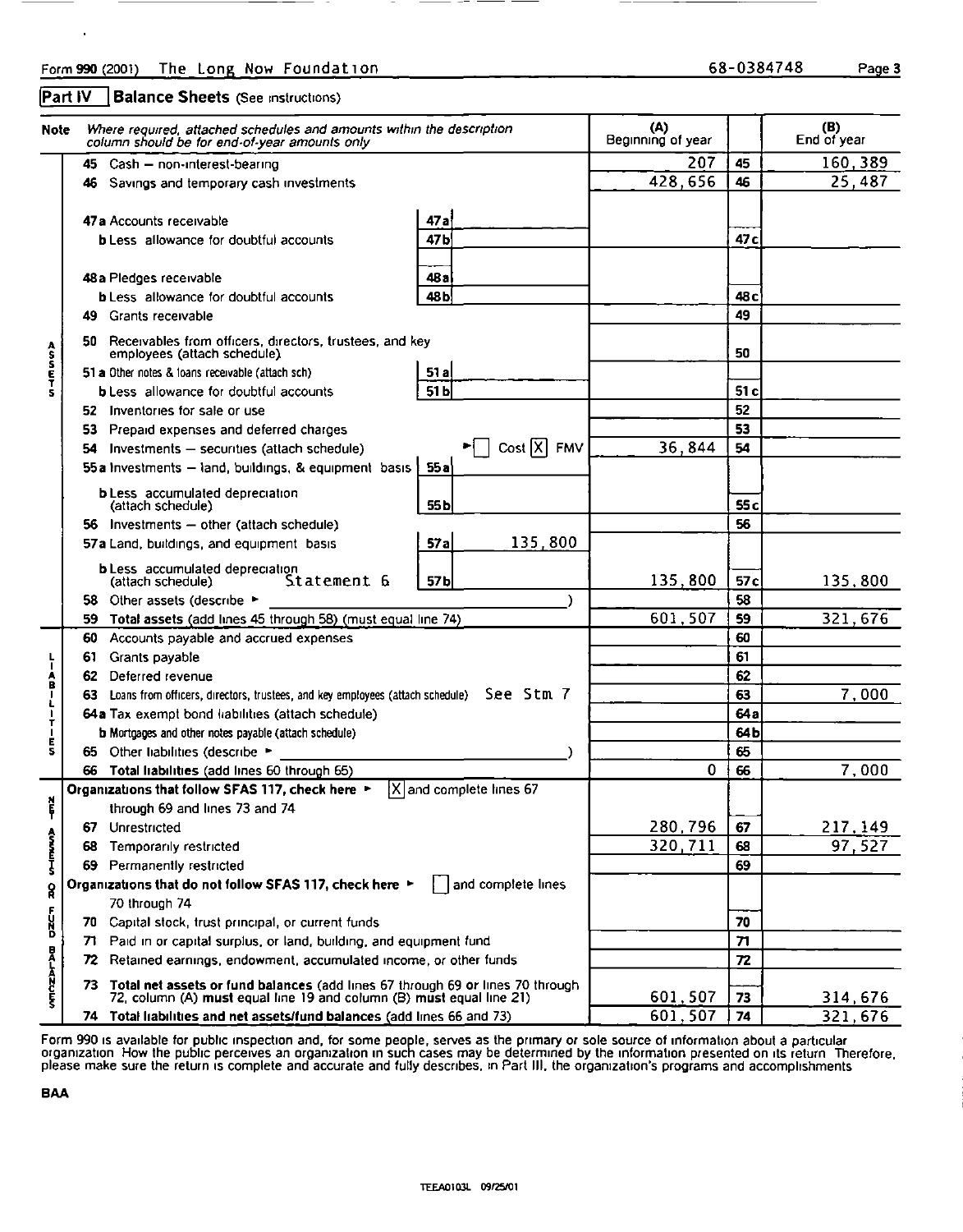Form **990** (2001) The Long Now Foundation 68-0384748

## Part IV | Balance Sheets (See instructions)

| Note | *Where required, attached schedules and amounts within the description column should be for end-of-year amounts only* | | (A) Beginning of year | | (B) End of year |
|---|---|---|---|---|---|
| | **45** Cash – non-interest-bearing | | 207 | 45 | 160,389 |
| | **46** Savings and temporary cash investments | | 428,656 | 46 | 25,487 |
| | **47a** Accounts receivable | 47a | | | |
| | **b** Less allowance for doubtful accounts | 47b | | 47c | |
| | **48a** Pledges receivable | 48a | | | |
| | **b** Less allowance for doubtful accounts | 48b | | 48c | |
| | **49** Grants receivable | | | 49 | |
| ASSETS | **50** Receivables from officers, directors, trustees, and key employees (attach schedule) | | | 50 | |
| | **51a** Other notes & loans receivable (attach sch) | 51a | | | |
| | **b** Less allowance for doubtful accounts | 51b | | 51c | |
| | **52** Inventories for sale or use | | | 52 | |
| | **53** Prepaid expenses and deferred charges | | | 53 | |
| | **54** Investments – securities (attach schedule) ► [ ] Cost [X] FMV | | 36,844 | 54 | |
| | **55a** Investments – land, buildings, & equipment basis | 55a | | | |
| | **b** Less accumulated depreciation (attach schedule) | 55b | | 55c | |
| | **56** Investments – other (attach schedule) | | | 56 | |
| | **57a** Land, buildings, and equipment basis | 57a 135,800 | | | |
| | **b** Less accumulated depreciation (attach schedule) Statement 6 | 57b | 135,800 | 57c | 135,800 |
| | **58** Other assets (describe ► ) | | | 58 | |
| | **59 Total assets** (add lines 45 through 58) (must equal line 74) | | 601,507 | 59 | 321,676 |
| | **60** Accounts payable and accrued expenses | | | 60 | |
| | **61** Grants payable | | | 61 | |
| LIABILITIES | **62** Deferred revenue | | | 62 | |
| | **63** Loans from officers, directors, trustees, and key employees (attach schedule) See Stm 7 | | | 63 | 7,000 |
| | **64a** Tax exempt bond liabilities (attach schedule) | | | 64a | |
| | **b** Mortgages and other notes payable (attach schedule) | | | 64b | |
| | **65** Other liabilities (describe ► ) | | | 65 | |
| | **66 Total liabilities** (add lines 60 through 65) | | 0 | 66 | 7,000 |
| | **Organizations that follow SFAS 117, check here** ► [X] and complete lines 67 through 69 and lines 73 and 74 | | | | |
| NET ASSETS OR FUND BALANCES | **67** Unrestricted | | 280,796 | 67 | 217,149 |
| | **68** Temporarily restricted | | 320,711 | 68 | 97,527 |
| | **69** Permanently restricted | | | 69 | |
| | **Organizations that do not follow SFAS 117, check here** ► [ ] and complete lines 70 through 74 | | | | |
| | **70** Capital stock, trust principal, or current funds | | | 70 | |
| | **71** Paid in or capital surplus, or land, building, and equipment fund | | | 71 | |
| | **72** Retained earnings, endowment, accumulated income, or other funds | | | 72 | |
| | **73 Total net assets or fund balances** (add lines 67 through 69 or lines 70 through 72, column (A) **must** equal line 19 and column (B) **must** equal line 21) | | 601,507 | 73 | 314,676 |
| | **74 Total liabilities and net assets/fund balances** (add lines 66 and 73) | | 601,507 | 74 | 321,676 |

Form 990 is available for public inspection and, for some people, serves as the primary or sole source of information about a particular organization How the public perceives an organization in such cases may be determined by the information presented on its return Therefore, please make sure the return is complete and accurate and fully describes, in Part III, the organization's programs and accomplishments

BAA

TEEA0103L 09/25/01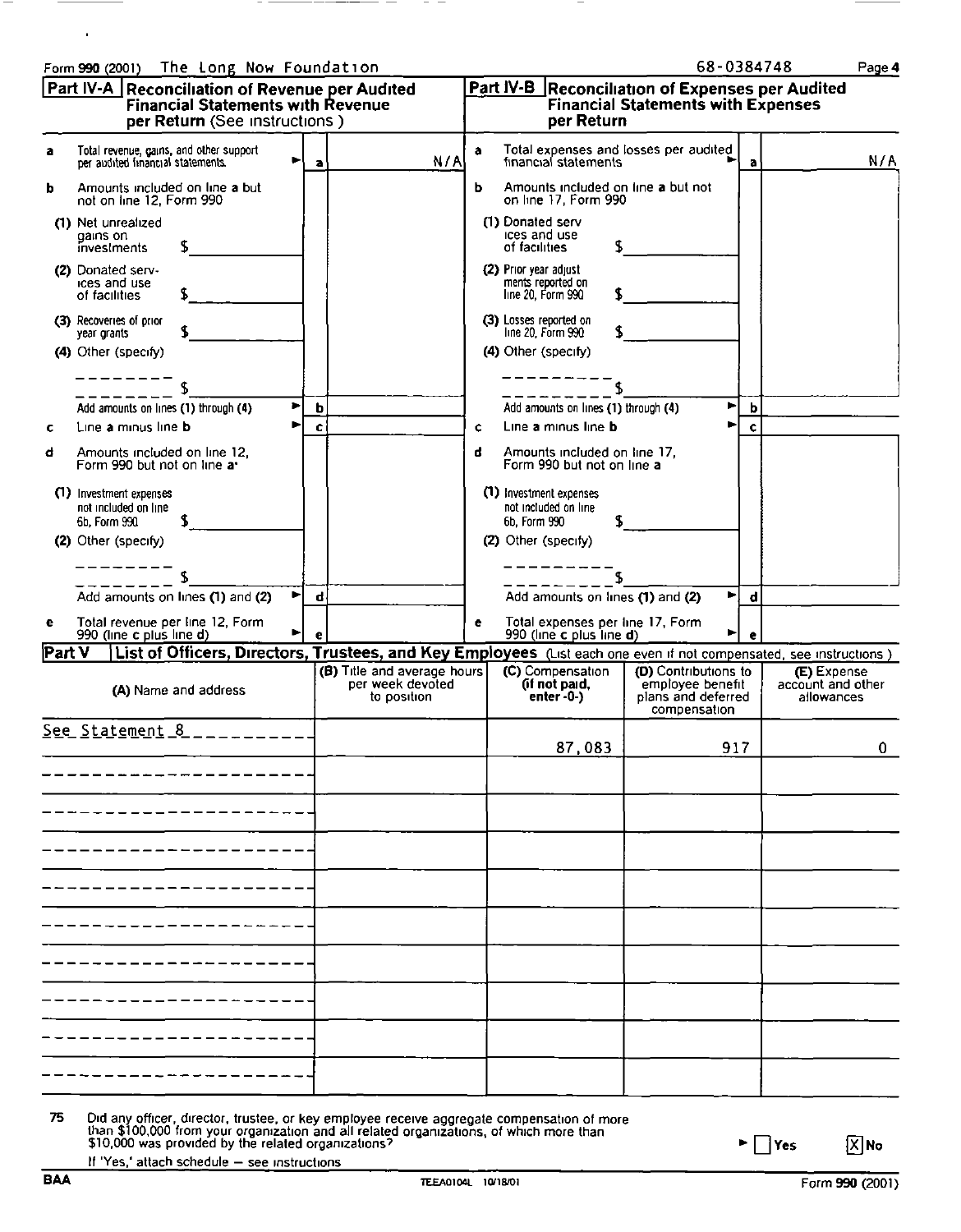Form 990 (2001) The Long Now Foundation 68-0384748 Page 4

## Part IV-A Reconciliation of Revenue per Audited Financial Statements with Revenue per Return (See instructions.)

| | | | |
|---|---|---|---|
| a | Total revenue, gains, and other support per audited financial statements | a | N/A |
| b | Amounts included on line a but not on line 12, Form 990 | | |
| | (1) Net unrealized gains on investments $ | | |
| | (2) Donated services and use of facilities $ | | |
| | (3) Recoveries of prior year grants $ | | |
| | (4) Other (specify) $ | | |
| | Add amounts on lines (1) through (4) | b | |
| c | Line a minus line b | c | |
| d | Amounts included on line 12, Form 990 but not on line a: | | |
| | (1) Investment expenses not included on line 6b, Form 990 $ | | |
| | (2) Other (specify) $ | | |
| | Add amounts on lines (1) and (2) | d | |
| e | Total revenue per line 12, Form 990 (line c plus line d) | e | |

## Part IV-B Reconciliation of Expenses per Audited Financial Statements with Expenses per Return

| | | | |
|---|---|---|---|
| a | Total expenses and losses per audited financial statements | a | N/A |
| b | Amounts included on line a but not on line 17, Form 990 | | |
| | (1) Donated services and use of facilities $ | | |
| | (2) Prior year adjustments reported on line 20, Form 990 $ | | |
| | (3) Losses reported on line 20, Form 990 $ | | |
| | (4) Other (specify) $ | | |
| | Add amounts on lines (1) through (4) | b | |
| c | Line a minus line b | c | |
| d | Amounts included on line 17, Form 990 but not on line a | | |
| | (1) Investment expenses not included on line 6b, Form 990 $ | | |
| | (2) Other (specify) $ | | |
| | Add amounts on lines (1) and (2) | d | |
| e | Total expenses per line 17, Form 990 (line c plus line d) | e | |

## Part V List of Officers, Directors, Trustees, and Key Employees (List each one even if not compensated, see instructions.)

| (A) Name and address | (B) Title and average hours per week devoted to position | (C) Compensation (if not paid, enter -0-) | (D) Contributions to employee benefit plans and deferred compensation | (E) Expense account and other allowances |
|---|---|---|---|---|
| See Statement 8 | | 87,083 | 917 | 0 |

75 Did any officer, director, trustee, or key employee receive aggregate compensation of more than $100,000 from your organization and all related organizations, of which more than $10,000 was provided by the related organizations? ☐ Yes ☒ No

If 'Yes,' attach schedule – see instructions

BAA TEEA0104L 10/18/01 Form 990 (2001)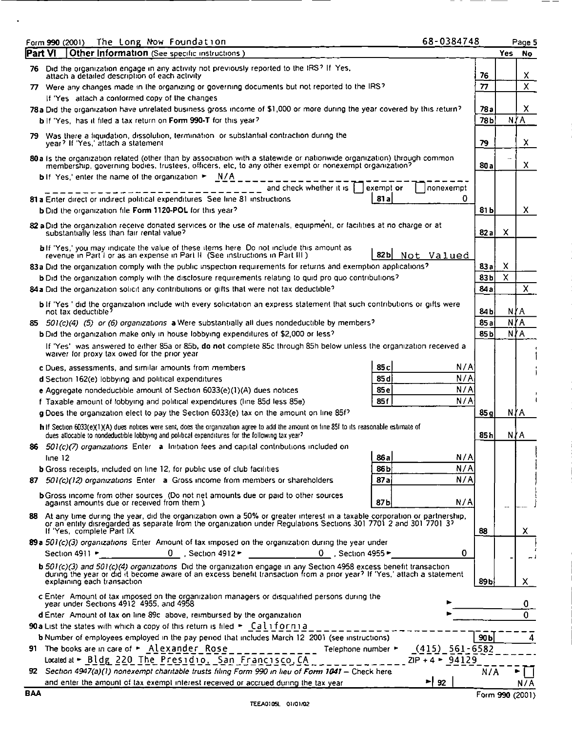Form **990** (2001) The Long Now Foundation 68-0384748 Page 5

## Part VI — Other Information (See specific instructions.)

| | | | Yes | No |
|---|---|---|---|---|
| **76** | Did the organization engage in any activity not previously reported to the IRS? If 'Yes,' attach a detailed description of each activity | 76 | | X |
| **77** | Were any changes made in the organizing or governing documents but not reported to the IRS? If 'Yes,' attach a conformed copy of the changes | 77 | | X |
| **78a** | Did the organization have unrelated business gross income of $1,000 or more during the year covered by this return? | 78a | | X |
| **b** | If 'Yes,' has it filed a tax return on **Form 990-T** for this year? | 78b | N/A | |
| **79** | Was there a liquidation, dissolution, termination, or substantial contraction during the year? If 'Yes,' attach a statement | 79 | | X |
| **80a** | Is the organization related (other than by association with a statewide or nationwide organization) through common membership, governing bodies, trustees, officers, etc, to any other exempt or nonexempt organization? | 80a | | X |
| **b** | If 'Yes,' enter the name of the organization ► N/A and check whether it is ☐ exempt or ☐ nonexempt | | | |
| **81a** | Enter direct or indirect political expenditures. See line 81 instructions — 81a: 0 | | | |
| **b** | Did the organization file **Form 1120-POL** for this year? | 81b | | X |
| **82a** | Did the organization receive donated services or the use of materials, equipment, or facilities at no charge or at substantially less than fair rental value? | 82a | X | |
| **b** | If 'Yes,' you may indicate the value of these items here. Do not include this amount as revenue in Part I or as an expense in Part II. (See instructions in Part III.) — 82b: Not Valued | | | |
| **83a** | Did the organization comply with the public inspection requirements for returns and exemption applications? | 83a | X | |
| **b** | Did the organization comply with the disclosure requirements relating to quid pro quo contributions? | 83b | X | |
| **84a** | Did the organization solicit any contributions or gifts that were not tax deductible? | 84a | | X |
| **b** | If 'Yes,' did the organization include with every solicitation an express statement that such contributions or gifts were not tax deductible? | 84b | N/A | |
| **85** | *501(c)(4), (5), or (6) organizations.* **a** Were substantially all dues nondeductible by members? | 85a | N/A | |
| **b** | Did the organization make only in house lobbying expenditures of $2,000 or less? | 85b | N/A | |
| | If 'Yes' was answered to either 85a or 85b, **do not** complete 85c through 85h below unless the organization received a waiver for proxy tax owed for the prior year. | | | |
| **c** | Dues, assessments, and similar amounts from members — 85c: N/A | | | |
| **d** | Section 162(e) lobbying and political expenditures — 85d: N/A | | | |
| **e** | Aggregate nondeductible amount of Section 6033(e)(1)(A) dues notices — 85e: N/A | | | |
| **f** | Taxable amount of lobbying and political expenditures (line 85d less 85e) — 85f: N/A | | | |
| **g** | Does the organization elect to pay the Section 6033(e) tax on the amount on line 85f? | 85g | N/A | |
| **h** | If Section 6033(e)(1)(A) dues notices were sent, does the organization agree to add the amount on line 85f to its reasonable estimate of dues allocable to nondeductible lobbying and political expenditures for the following tax year? | 85h | N/A | |
| **86** | *501(c)(7) organizations.* Enter: **a** Initiation fees and capital contributions included on line 12 — 86a: N/A | | | |
| **b** | Gross receipts, included on line 12, for public use of club facilities — 86b: N/A | | | |
| **87** | *501(c)(12) organizations.* Enter: **a** Gross income from members or shareholders — 87a: N/A | | | |
| **b** | Gross income from other sources. (Do not net amounts due or paid to other sources against amounts due or received from them.) — 87b: N/A | | | |
| **88** | At any time during the year, did the organization own a 50% or greater interest in a taxable corporation or partnership, or an entity disregarded as separate from the organization under Regulations Sections 301.7701-2 and 301.7701-3? If 'Yes,' complete Part IX | 88 | | X |
| **89a** | *501(c)(3) organizations.* Enter: Amount of tax imposed on the organization during the year under Section 4911 ► 0, Section 4912 ► 0, Section 4955 ► 0 | | | |
| **b** | *501(c)(3) and 501(c)(4) organizations.* Did the organization engage in any Section 4958 excess benefit transaction during the year or did it become aware of an excess benefit transaction from a prior year? If 'Yes,' attach a statement explaining each transaction | 89b | | X |
| **c** | Enter: Amount of tax imposed on the organization managers or disqualified persons during the year under Sections 4912, 4955, and 4958 ► 0 | | | |
| **d** | Enter: Amount of tax on line 89c above, reimbursed by the organization ► 0 | | | |
| **90a** | List the states with which a copy of this return is filed ► California | | | |
| **b** | Number of employees employed in the pay period that includes March 12, 2001 (see instructions) | 90b | 4 | |
| **91** | The books are in care of ► Alexander Rose Telephone number ► (415) 561-6582. Located at ► Bldg 220 The Presidio, San Francisco, CA ZIP + 4 ► 94129 | | | |
| **92** | *Section 4947(a)(1) nonexempt charitable trusts filing Form 990 in lieu of Form 1041* — Check here N/A ► ☐ and enter the amount of tax exempt interest received or accrued during the tax year ► 92: N/A | | | |

BAA Form **990** (2001)

TEEA0105L 01/01/02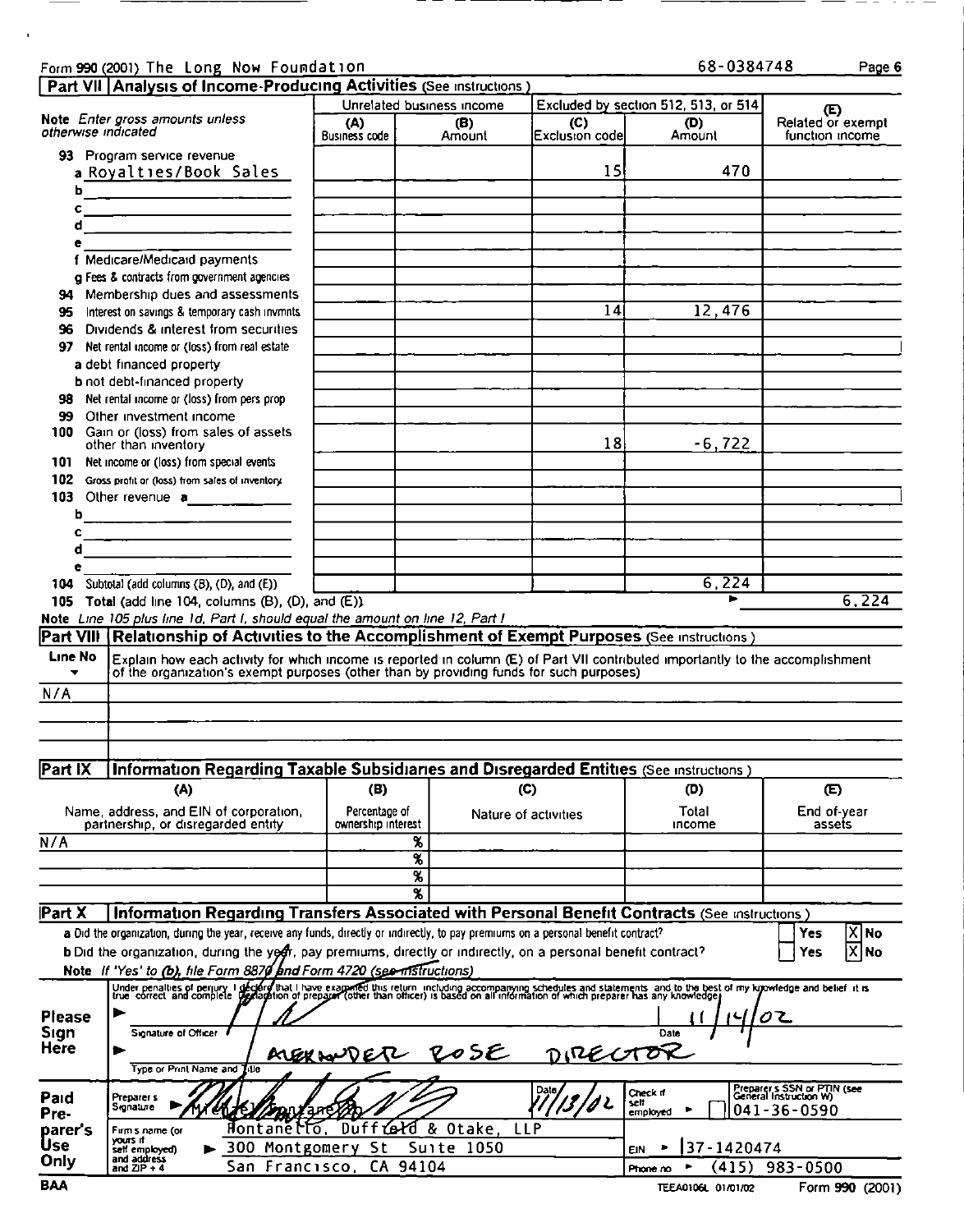Form 990 (2001) The Long Now Foundation 68-0384748 Page 6

## Part VII Analysis of Income-Producing Activities (See instructions.)

| Note *Enter gross amounts unless otherwise indicated* | Unrelated business income | | Excluded by section 512, 513, or 514 | | (E) Related or exempt function income |
|---|---|---|---|---|---|
| | (A) Business code | (B) Amount | (C) Exclusion code | (D) Amount | |
| 93 Program service revenue | | | | | |
| a Royalties/Book Sales | | | 15 | 470 | |
| b | | | | | |
| c | | | | | |
| d | | | | | |
| e | | | | | |
| f Medicare/Medicaid payments | | | | | |
| g Fees & contracts from government agencies | | | | | |
| 94 Membership dues and assessments | | | | | |
| 95 Interest on savings & temporary cash invmnts | | | 14 | 12,476 | |
| 96 Dividends & interest from securities | | | | | |
| 97 Net rental income or (loss) from real estate | | | | | |
| a debt financed property | | | | | |
| b not debt-financed property | | | | | |
| 98 Net rental income or (loss) from pers prop | | | | | |
| 99 Other investment income | | | | | |
| 100 Gain or (loss) from sales of assets other than inventory | | | 18 | -6,722 | |
| 101 Net income or (loss) from special events | | | | | |
| 102 Gross profit or (loss) from sales of inventory | | | | | |
| 103 Other revenue a | | | | | |
| b | | | | | |
| c | | | | | |
| d | | | | | |
| e | | | | | |
| 104 Subtotal (add columns (B), (D), and (E)) | | | | 6,224 | |
| 105 Total (add line 104, columns (B), (D), and (E)) | | | | ► | 6,224 |

Note *Line 105 plus line 1d, Part I, should equal the amount on line 12, Part I*

## Part VIII Relationship of Activities to the Accomplishment of Exempt Purposes (See instructions.)

| Line No ▼ | Explain how each activity for which income is reported in column (E) of Part VII contributed importantly to the accomplishment of the organization's exempt purposes (other than by providing funds for such purposes) |
|---|---|
| N/A | |

## Part IX Information Regarding Taxable Subsidiaries and Disregarded Entities (See instructions.)

| (A) Name, address, and EIN of corporation, partnership, or disregarded entity | (B) Percentage of ownership interest | (C) Nature of activities | (D) Total income | (E) End-of-year assets |
|---|---|---|---|---|
| N/A | % | | | |
| | % | | | |
| | % | | | |
| | % | | | |

## Part X Information Regarding Transfers Associated with Personal Benefit Contracts (See instructions.)

a Did the organization, during the year, receive any funds, directly or indirectly, to pay premiums on a personal benefit contract? ☐ Yes ☒ No

b Did the organization, during the year, pay premiums, directly or indirectly, on a personal benefit contract? ☐ Yes ☒ No

Note *If 'Yes' to (b), file Form 8870 and Form 4720 (see instructions).*

**Please Sign Here**

Under penalties of perjury, I declare that I have examined this return, including accompanying schedules and statements, and to the best of my knowledge and belief, it is true, correct, and complete. Declaration of preparer (other than officer) is based on all information of which preparer has any knowledge.

► [signature] Date 11/14/02

Signature of Officer

► ALEXANDER ROSE DIRECTOR

Type or Print Name and Title

**Paid Preparer's Use Only**

Preparer's Signature ► [signature] Michael Montanello Date 11/13/02 Check if self employed ► ☐ Preparer's SSN or PTIN (see General Instruction W) 041-36-0590

Firm's name (or yours if self employed) and address and ZIP + 4 ► Montanello, Duffield & Otake, LLP, 300 Montgomery St Suite 1050, San Francisco, CA 94104

EIN ► 37-1420474

Phone no ► (415) 983-0500

BAA TEEA0106L 01/01/02 Form 990 (2001)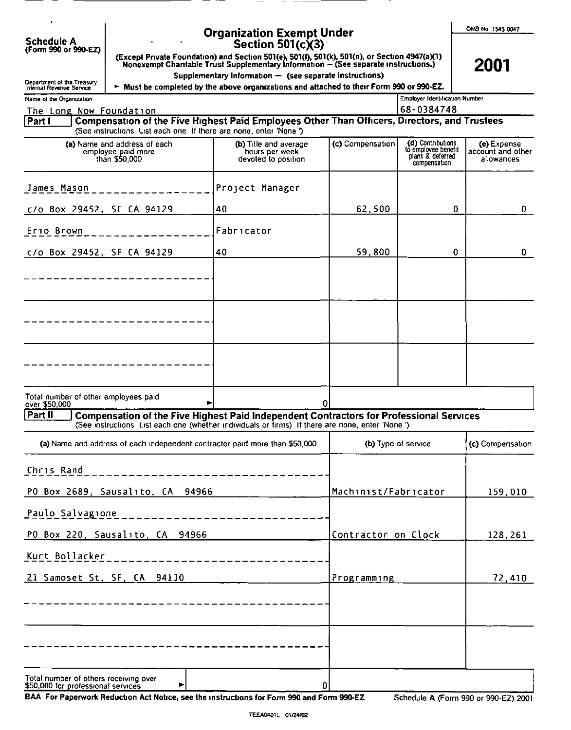**Schedule A**
**(Form 990 or 990-EZ)**

Department of the Treasury
Internal Revenue Service

# Organization Exempt Under Section 501(c)(3)

**(Except Private Foundation) and Section 501(e), 501(f), 501(k), 501(n), or Section 4947(a)(1) Nonexempt Charitable Trust Supplementary Information -- (See separate instructions.)**

**Supplementary Information -- (see separate instructions)**

► **Must be completed by the above organizations and attached to their Form 990 or 990-EZ.**

OMB No 1545 0047

**2001**

Name of the Organization: The Long Now Foundation

Employer Identification Number: 68-0384748

**Part I — Compensation of the Five Highest Paid Employees Other Than Officers, Directors, and Trustees**
(See instructions List each one If there are none, enter 'None ')

| (a) Name and address of each employee paid more than $50,000 | (b) Title and average hours per week devoted to position | (c) Compensation | (d) Contributions to employee benefit plans & deferred compensation | (e) Expense account and other allowances |
|---|---|---|---|---|
| James Mason | Project Manager | | | |
| c/o Box 29452, SF CA 94129 | 40 | 62,500 | 0 | 0 |
| Erio Brown | Fabricator | | | |
| c/o Box 29452, SF CA 94129 | 40 | 59,800 | 0 | 0 |
| | | | | |
| | | | | |
| | | | | |
| Total number of other employees paid over $50,000 ► | 0 | | | |

**Part II — Compensation of the Five Highest Paid Independent Contractors for Professional Services**
(See instructions List each one (whether individuals or firms) If there are none, enter 'None ')

| (a) Name and address of each independent contractor paid more than $50,000 | (b) Type of service | (c) Compensation |
|---|---|---|
| Chris Rand | | |
| PO Box 2689, Sausalito, CA 94966 | Machinist/Fabricator | 159,010 |
| Paulo Salvagione | | |
| PO Box 220, Sausalito, CA 94966 | Contractor on Clock | 128,261 |
| Kurt Bollacker | | |
| 21 Samoset St, SF, CA 94110 | Programming | 72,410 |
| | | |
| | | |
| Total number of others receiving over $50,000 for professional services ► 0 | | |

**BAA For Paperwork Reduction Act Notice, see the instructions for Form 990 and Form 990-EZ**

Schedule A (Form 990 or 990-EZ) 2001

TEEA0401L 01/24/02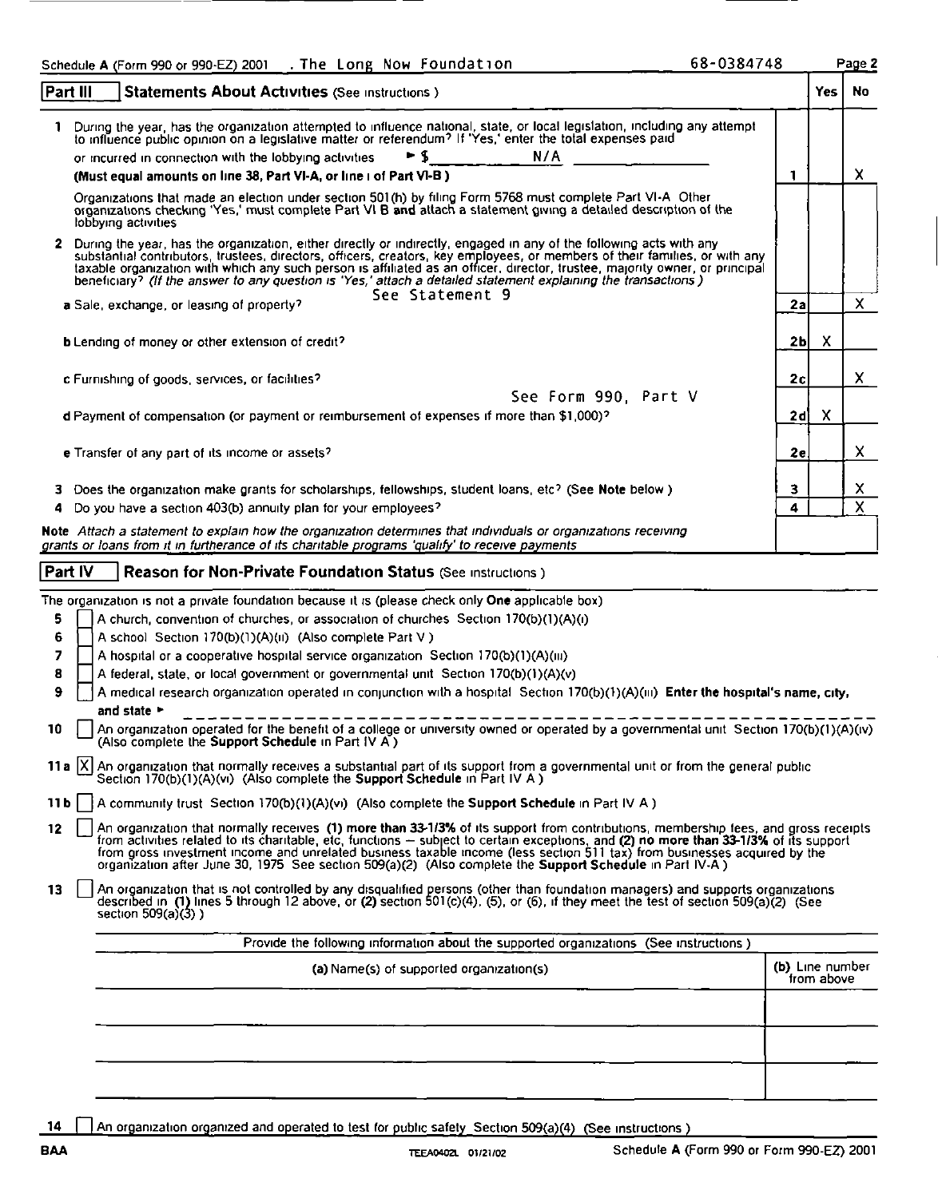Schedule A (Form 990 or 990-EZ) 2001 . The Long Now Foundation 68-0384748 Page 2

## Part III Statements About Activities (See instructions.)

| | | | Yes | No |
|---|---|---|---|---|
| 1 | During the year, has the organization attempted to influence national, state, or local legislation, including any attempt to influence public opinion on a legislative matter or referendum? If 'Yes,' enter the total expenses paid or incurred in connection with the lobbying activities ► $ N/A **(Must equal amounts on line 38, Part VI-A, or line i of Part VI-B.)** | 1 | | X |
| | Organizations that made an election under section 501(h) by filing Form 5768 must complete Part VI-A. Other organizations checking 'Yes,' must complete Part VI B **and** attach a statement giving a detailed description of the lobbying activities | | | |
| 2 | During the year, has the organization, either directly or indirectly, engaged in any of the following acts with any substantial contributors, trustees, directors, officers, creators, key employees, or members of their families, or with any taxable organization with which any such person is affiliated as an officer, director, trustee, majority owner, or principal beneficiary? *(If the answer to any question is 'Yes,' attach a detailed statement explaining the transactions.)* See Statement 9 | | | |
| | **a** Sale, exchange, or leasing of property? | 2a | | X |
| | **b** Lending of money or other extension of credit? | 2b | X | |
| | **c** Furnishing of goods, services, or facilities? | 2c | | X |
| | **d** Payment of compensation (or payment or reimbursement of expenses if more than $1,000)? See Form 990, Part V | 2d | X | |
| | **e** Transfer of any part of its income or assets? | 2e | | X |
| 3 | Does the organization make grants for scholarships, fellowships, student loans, etc? (See **Note** below.) | 3 | | X |
| 4 | Do you have a section 403(b) annuity plan for your employees? | 4 | | X |

**Note** *Attach a statement to explain how the organization determines that individuals or organizations receiving grants or loans from it in furtherance of its charitable programs 'qualify' to receive payments*

## Part IV Reason for Non-Private Foundation Status (See instructions.)

The organization is not a private foundation because it is (please check only **One** applicable box)

- 5 [ ] A church, convention of churches, or association of churches Section 170(b)(1)(A)(i)
- 6 [ ] A school Section 170(b)(1)(A)(ii) (Also complete Part V.)
- 7 [ ] A hospital or a cooperative hospital service organization Section 170(b)(1)(A)(iii)
- 8 [ ] A federal, state, or local government or governmental unit Section 170(b)(1)(A)(v)
- 9 [ ] A medical research organization operated in conjunction with a hospital Section 170(b)(1)(A)(iii) **Enter the hospital's name, city, and state** ►
- 10 [ ] An organization operated for the benefit of a college or university owned or operated by a governmental unit Section 170(b)(1)(A)(iv) (Also complete the **Support Schedule** in Part IV A.)
- 11a [X] An organization that normally receives a substantial part of its support from a governmental unit or from the general public Section 170(b)(1)(A)(vi) (Also complete the **Support Schedule** in Part IV A.)
- 11b [ ] A community trust Section 170(b)(1)(A)(vi) (Also complete the **Support Schedule** in Part IV A.)
- 12 [ ] An organization that normally receives **(1) more than 33-1/3%** of its support from contributions, membership fees, and gross receipts from activities related to its charitable, etc, functions — subject to certain exceptions, and **(2) no more than 33-1/3%** of its support from gross investment income and unrelated business taxable income (less section 511 tax) from businesses acquired by the organization after June 30, 1975 See section 509(a)(2) (Also complete the **Support Schedule** in Part IV-A.)
- 13 [ ] An organization that is not controlled by any disqualified persons (other than foundation managers) and supports organizations described in **(1)** lines 5 through 12 above, or **(2)** section 501(c)(4), (5), or (6), if they meet the test of section 509(a)(2) (See section 509(a)(3).)

Provide the following information about the supported organizations (See instructions.)

| (a) Name(s) of supported organization(s) | (b) Line number from above |
|---|---|
| | |
| | |
| | |
| | |

- 14 [ ] An organization organized and operated to test for public safety Section 509(a)(4) (See instructions.)

BAA TEEA0402L 01/21/02 Schedule A (Form 990 or Form 990-EZ) 2001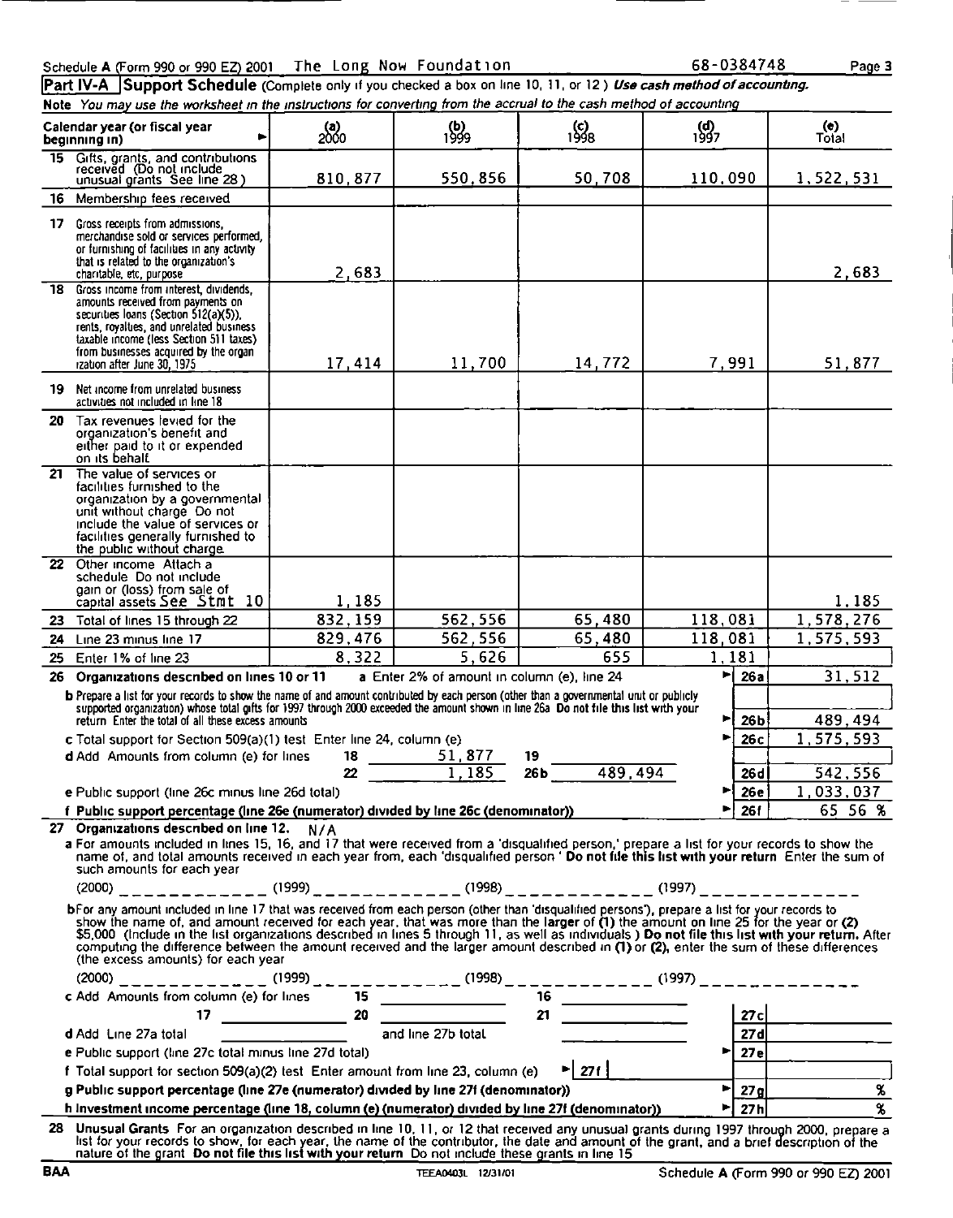Schedule A (Form 990 or 990 EZ) 2001 The Long Now Foundation 68-0384748 Page 3

**Part IV-A Support Schedule** (Complete only if you checked a box on line 10, 11, or 12.) ***Use cash method of accounting.***

**Note** *You may use the worksheet in the instructions for converting from the accrual to the cash method of accounting*

| Calendar year (or fiscal year beginning in) ► | (a) 2000 | (b) 1999 | (c) 1998 | (d) 1997 | (e) Total |
|---|---|---|---|---|---|
| **15** Gifts, grants, and contributions received (Do not include unusual grants See line 28) | 810,877 | 550,856 | 50,708 | 110,090 | 1,522,531 |
| **16** Membership fees received | | | | | |
| **17** Gross receipts from admissions, merchandise sold or services performed, or furnishing of facilities in any activity that is related to the organization's charitable, etc, purpose | 2,683 | | | | 2,683 |
| **18** Gross income from interest, dividends, amounts received from payments on securities loans (Section 512(a)(5)), rents, royalties, and unrelated business taxable income (less Section 511 taxes) from businesses acquired by the organization after June 30, 1975 | 17,414 | 11,700 | 14,772 | 7,991 | 51,877 |
| **19** Net income from unrelated business activities not included in line 18 | | | | | |
| **20** Tax revenues levied for the organization's benefit and either paid to it or expended on its behalf | | | | | |
| **21** The value of services or facilities furnished to the organization by a governmental unit without charge Do not include the value of services or facilities generally furnished to the public without charge | | | | | |
| **22** Other income Attach a schedule Do not include gain or (loss) from sale of capital assets See Stmt 10 | 1,185 | | | | 1,185 |
| **23** Total of lines 15 through 22 | 832,159 | 562,556 | 65,480 | 118,081 | 1,578,276 |
| **24** Line 23 minus line 17 | 829,476 | 562,556 | 65,480 | 118,081 | 1,575,593 |
| **25** Enter 1% of line 23 | 8,322 | 5,626 | 655 | 1,181 | |

**26 Organizations described on lines 10 or 11** **a** Enter 2% of amount in column (e), line 24 ► **26a** 31,512

**b** Prepare a list for your records to show the name of and amount contributed by each person (other than a governmental unit or publicly supported organization) whose total gifts for 1997 through 2000 exceeded the amount shown in line 26a Do not file this list with your return Enter the total of all these excess amounts ► **26b** 489,494

**c** Total support for Section 509(a)(1) test Enter line 24, column (e) ► **26c** 1,575,593

**d** Add Amounts from column (e) for lines 18 51,877 19 ______ 22 1,185 26b 489,494 **26d** 542,556

**e** Public support (line 26c minus line 26d total) ► **26e** 1,033,037

**f Public support percentage (line 26e (numerator) divided by line 26c (denominator))** ► **26f** 65 56 %

**27 Organizations described on line 12.** N/A

**a** For amounts included in lines 15, 16, and 17 that were received from a 'disqualified person,' prepare a list for your records to show the name of, and total amounts received in each year from, each 'disqualified person' **Do not file this list with your return** Enter the sum of such amounts for each year

(2000) ____________ (1999) ____________ (1998) ____________ (1997) ____________

**b** For any amount included in line 17 that was received from each person (other than 'disqualified persons'), prepare a list for your records to show the name of, and amount received for each year, that was more than the larger of (1) the amount on line 25 for the year or (2) $5,000 (Include in the list organizations described in lines 5 through 11, as well as individuals ) **Do not file this list with your return.** After computing the difference between the amount received and the larger amount described in (1) or (2), enter the sum of these differences (the excess amounts) for each year

(2000) ____________ (1999) ____________ (1998) ____________ (1997) ____________

**c** Add Amounts from column (e) for lines 15 ______ 16 ______ 17 ______ 20 ______ 21 ______ **27c** ______

**d** Add Line 27a total ______ and line 27b total ______ **27d** ______

**e** Public support (line 27c total minus line 27d total) ► **27e** ______

**f** Total support for section 509(a)(2) test Enter amount from line 23, column (e) ► **27f** ______

**g Public support percentage (line 27e (numerator) divided by line 27f (denominator))** ► **27g** %

**h Investment income percentage (line 18, column (e) (numerator) divided by line 27f (denominator))** ► **27h** %

**28 Unusual Grants** For an organization described in line 10, 11, or 12 that received any unusual grants during 1997 through 2000, prepare a list for your records to show, for each year, the name of the contributor, the date and amount of the grant, and a brief description of the nature of the grant **Do not file this list with your return** Do not include these grants in line 15

BAA TEEA0403L 12/31/01 Schedule A (Form 990 or 990 EZ) 2001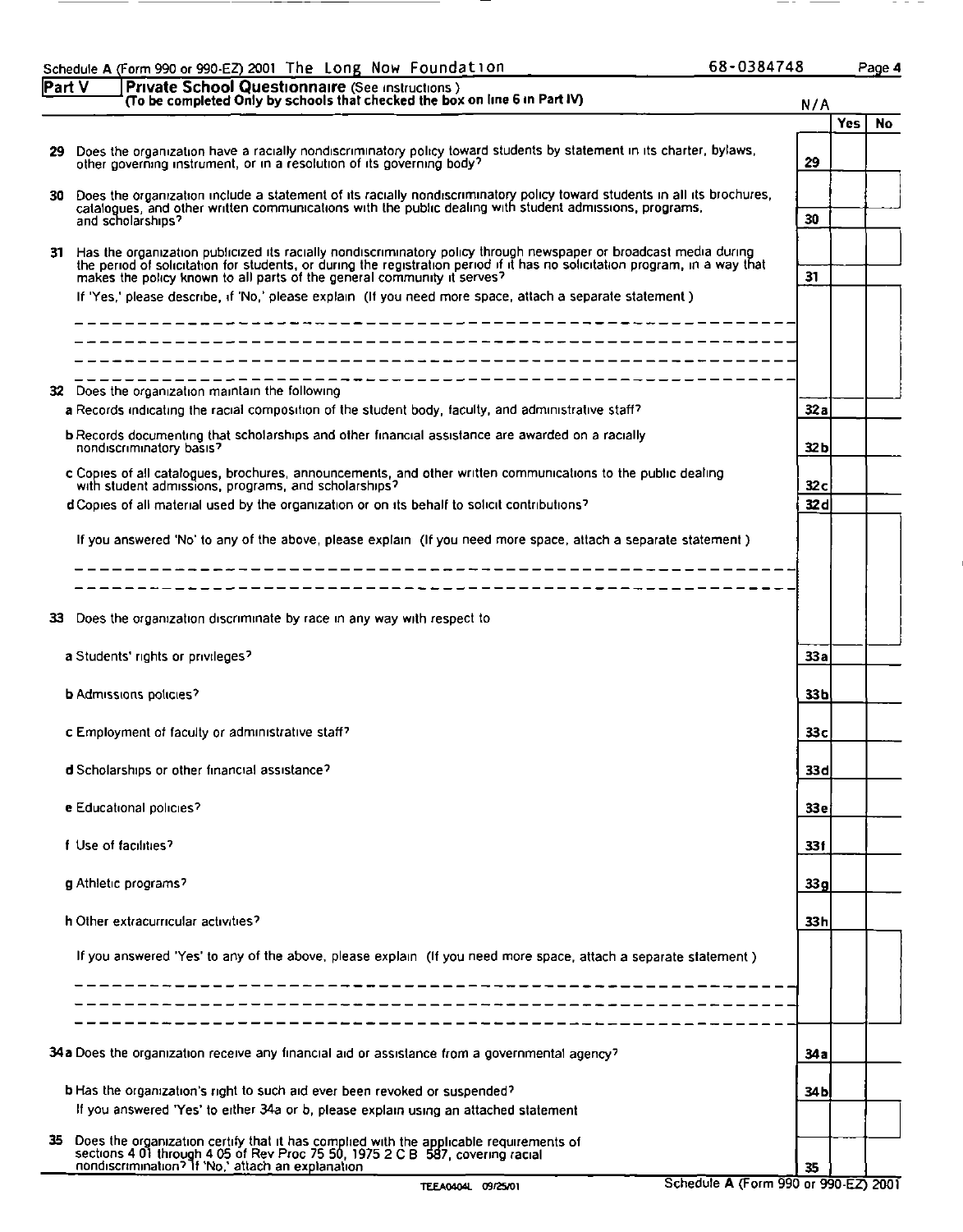Schedule A (Form 990 or 990-EZ) 2001 The Long Now Foundation 68-0384748

## Part V — Private School Questionnaire (See instructions.)
**(To be completed Only by schools that checked the box on line 6 in Part IV)**

N/A

| | | | Yes | No |
|---|---|---|---|---|
| 29 | Does the organization have a racially nondiscriminatory policy toward students by statement in its charter, bylaws, other governing instrument, or in a resolution of its governing body? | 29 | | |
| 30 | Does the organization include a statement of its racially nondiscriminatory policy toward students in all its brochures, catalogues, and other written communications with the public dealing with student admissions, programs, and scholarships? | 30 | | |
| 31 | Has the organization publicized its racially nondiscriminatory policy through newspaper or broadcast media during the period of solicitation for students, or during the registration period if it has no solicitation program, in a way that makes the policy known to all parts of the general community it serves? | 31 | | |
| | If 'Yes,' please describe; if 'No,' please explain. (If you need more space, attach a separate statement.) | | | |
| 32 | Does the organization maintain the following: | | | |
| | a Records indicating the racial composition of the student body, faculty, and administrative staff? | 32a | | |
| | b Records documenting that scholarships and other financial assistance are awarded on a racially nondiscriminatory basis? | 32b | | |
| | c Copies of all catalogues, brochures, announcements, and other written communications to the public dealing with student admissions, programs, and scholarships? | 32c | | |
| | d Copies of all material used by the organization or on its behalf to solicit contributions? | 32d | | |
| | If you answered 'No' to any of the above, please explain. (If you need more space, attach a separate statement.) | | | |
| 33 | Does the organization discriminate by race in any way with respect to: | | | |
| | a Students' rights or privileges? | 33a | | |
| | b Admissions policies? | 33b | | |
| | c Employment of faculty or administrative staff? | 33c | | |
| | d Scholarships or other financial assistance? | 33d | | |
| | e Educational policies? | 33e | | |
| | f Use of facilities? | 33f | | |
| | g Athletic programs? | 33g | | |
| | h Other extracurricular activities? | 33h | | |
| | If you answered 'Yes' to any of the above, please explain. (If you need more space, attach a separate statement.) | | | |
| 34a | Does the organization receive any financial aid or assistance from a governmental agency? | 34a | | |
| b | Has the organization's right to such aid ever been revoked or suspended? | 34b | | |
| | If you answered 'Yes' to either 34a or b, please explain using an attached statement. | | | |
| 35 | Does the organization certify that it has complied with the applicable requirements of sections 4.01 through 4.05 of Rev. Proc. 75-50, 1975-2 C.B. 587, covering racial nondiscrimination? If 'No,' attach an explanation. | 35 | | |

TEEA0404L 09/25/01 Schedule A (Form 990 or 990-EZ) 2001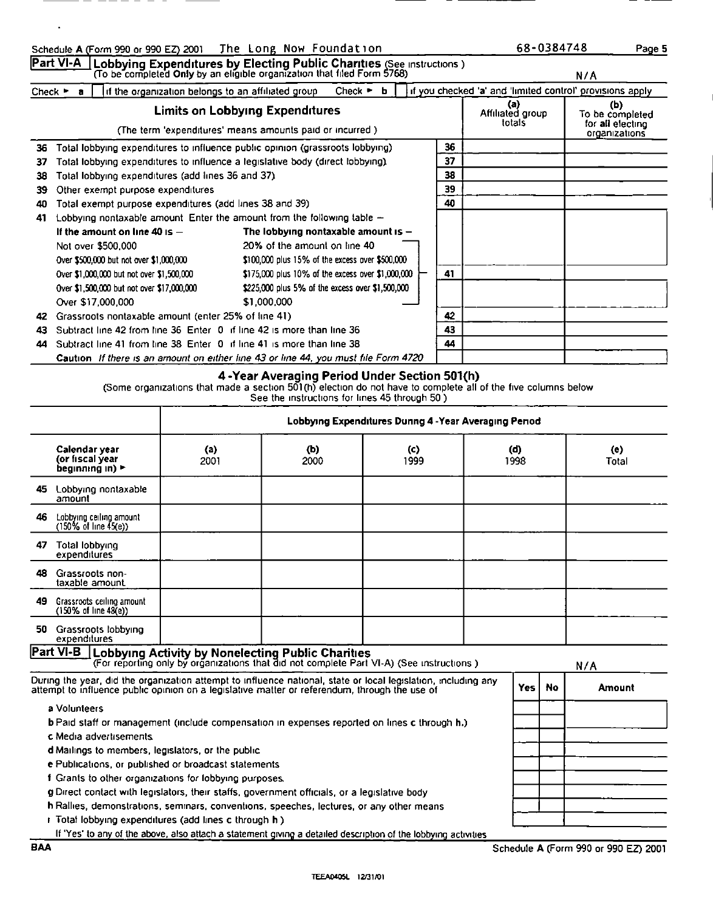Schedule A (Form 990 or 990 EZ) 2001 The Long Now Foundation 68-0384748 Page 5

## Part VI-A Lobbying Expenditures by Electing Public Charities (See instructions) (To be completed Only by an eligible organization that filed Form 5768)

N/A

Check ► a [ ] if the organization belongs to an affiliated group Check ► b [ ] if you checked 'a' and 'limited control' provisions apply

| | Limits on Lobbying Expenditures (The term 'expenditures' means amounts paid or incurred) | | (a) Affiliated group totals | (b) To be completed for all electing organizations |
|---|---|---|---|---|
| 36 | Total lobbying expenditures to influence public opinion (grassroots lobbying) | 36 | | |
| 37 | Total lobbying expenditures to influence a legislative body (direct lobbying) | 37 | | |
| 38 | Total lobbying expenditures (add lines 36 and 37) | 38 | | |
| 39 | Other exempt purpose expenditures | 39 | | |
| 40 | Total exempt purpose expenditures (add lines 38 and 39) | 40 | | |
| 41 | Lobbying nontaxable amount Enter the amount from the following table – | | | |
| | **If the amount on line 40 is –** / **The lobbying nontaxable amount is –** | | | |
| | Not over \$500,000 — 20% of the amount on line 40 | | | |
| | Over \$500,000 but not over \$1,000,000 — \$100,000 plus 15% of the excess over \$500,000 | | | |
| | Over \$1,000,000 but not over \$1,500,000 — \$175,000 plus 10% of the excess over \$1,000,000 | 41 | | |
| | Over \$1,500,000 but not over \$17,000,000 — \$225,000 plus 5% of the excess over \$1,500,000 | | | |
| | Over \$17,000,000 — \$1,000,000 | | | |
| 42 | Grassroots nontaxable amount (enter 25% of line 41) | 42 | | |
| 43 | Subtract line 42 from line 36 Enter 0 if line 42 is more than line 36 | 43 | | |
| 44 | Subtract line 41 from line 38 Enter 0 if line 41 is more than line 38 | 44 | | |
| | **Caution** *If there is an amount on either line 43 or line 44, you must file Form 4720* | | | |

### 4-Year Averaging Period Under Section 501(h)

(Some organizations that made a section 501(h) election do not have to complete all of the five columns below See the instructions for lines 45 through 50)

| | Lobbying Expenditures During 4-Year Averaging Period | | | | |
|---|---|---|---|---|---|
| **Calendar year (or fiscal year beginning in) ►** | **(a) 2001** | **(b) 2000** | **(c) 1999** | **(d) 1998** | **(e) Total** |
| 45 Lobbying nontaxable amount | | | | | |
| 46 Lobbying ceiling amount (150% of line 45(e)) | | | | | |
| 47 Total lobbying expenditures | | | | | |
| 48 Grassroots nontaxable amount | | | | | |
| 49 Grassroots ceiling amount (150% of line 48(e)) | | | | | |
| 50 Grassroots lobbying expenditures | | | | | |

## Part VI-B Lobbying Activity by Nonelecting Public Charities (For reporting only by organizations that did not complete Part VI-A) (See instructions)

N/A

| During the year, did the organization attempt to influence national, state or local legislation, including any attempt to influence public opinion on a legislative matter or referendum, through the use of | Yes | No | Amount |
|---|---|---|---|
| a Volunteers | | | |
| b Paid staff or management (include compensation in expenses reported on lines c through h.) | | | |
| c Media advertisements | | | |
| d Mailings to members, legislators, or the public | | | |
| e Publications, or published or broadcast statements | | | |
| f Grants to other organizations for lobbying purposes | | | |
| g Direct contact with legislators, their staffs, government officials, or a legislative body | | | |
| h Rallies, demonstrations, seminars, conventions, speeches, lectures, or any other means | | | |
| i Total lobbying expenditures (add lines c through h) | | | |

If 'Yes' to any of the above, also attach a statement giving a detailed description of the lobbying activities

BAA Schedule A (Form 990 or 990 EZ) 2001

TEEA0405L 12/31/01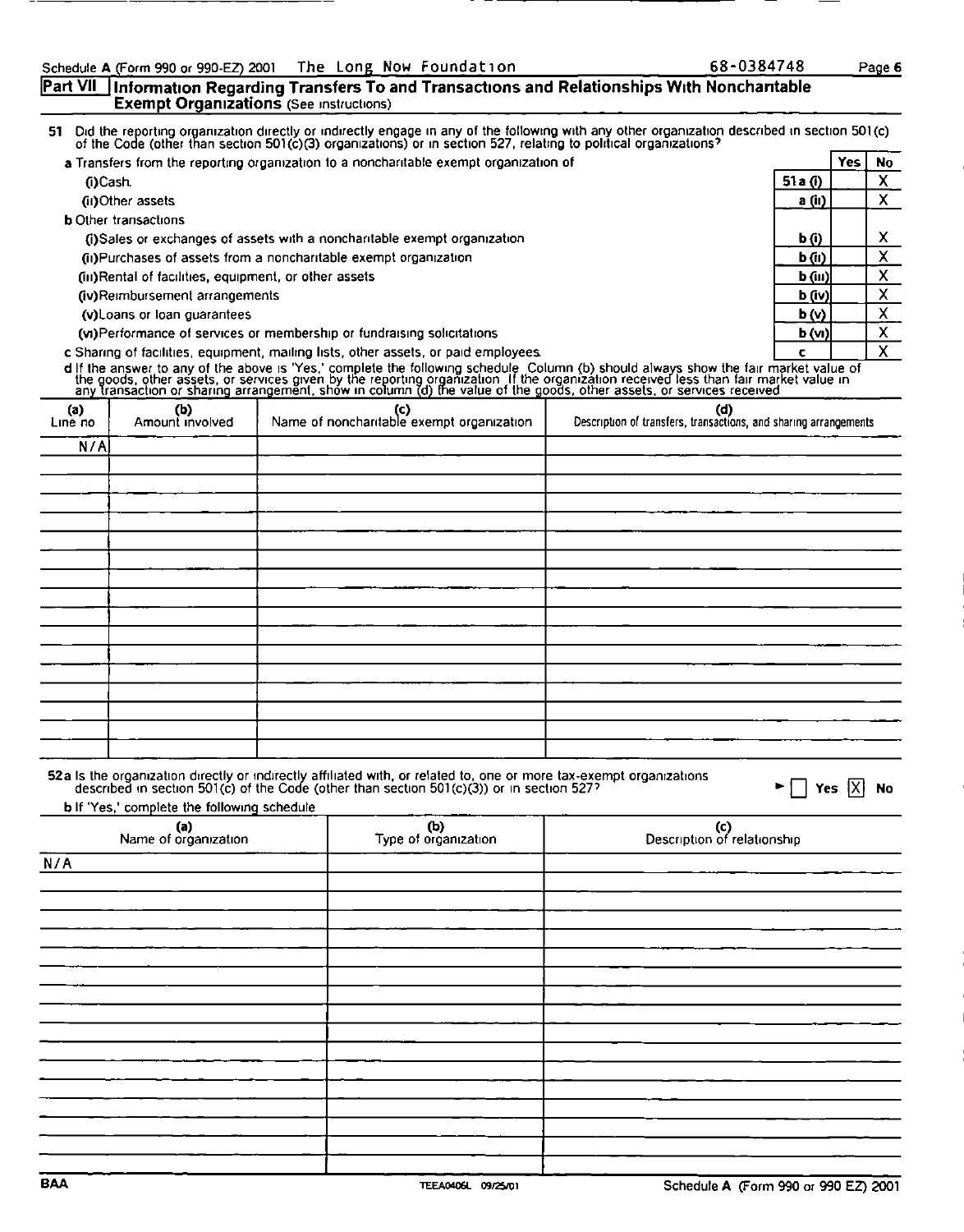Schedule A (Form 990 or 990-EZ) 2001 The Long Now Foundation 68-0384748 Page 6

## Part VII Information Regarding Transfers To and Transactions and Relationships With Noncharitable Exempt Organizations (See instructions)

51 Did the reporting organization directly or indirectly engage in any of the following with any other organization described in section 501(c) of the Code (other than section 501(c)(3) organizations) or in section 527, relating to political organizations?

| | | Yes | No |
|---|---|---|---|
| a Transfers from the reporting organization to a noncharitable exempt organization of | | | |
| (i) Cash | 51a (i) | | X |
| (ii) Other assets | a (ii) | | X |
| b Other transactions | | | |
| (i) Sales or exchanges of assets with a noncharitable exempt organization | b (i) | | X |
| (ii) Purchases of assets from a noncharitable exempt organization | b (ii) | | X |
| (iii) Rental of facilities, equipment, or other assets | b (iii) | | X |
| (iv) Reimbursement arrangements | b (iv) | | X |
| (v) Loans or loan guarantees | b (v) | | X |
| (vi) Performance of services or membership or fundraising solicitations | b (vi) | | X |
| c Sharing of facilities, equipment, mailing lists, other assets, or paid employees | c | | X |

d If the answer to any of the above is 'Yes,' complete the following schedule. Column (b) should always show the fair market value of the goods, other assets, or services given by the reporting organization. If the organization received less than fair market value in any transaction or sharing arrangement, show in column (d) the value of the goods, other assets, or services received

| (a) Line no | (b) Amount involved | (c) Name of noncharitable exempt organization | (d) Description of transfers, transactions, and sharing arrangements |
|---|---|---|---|
| N/A | | | |

52a Is the organization directly or indirectly affiliated with, or related to, one or more tax-exempt organizations described in section 501(c) of the Code (other than section 501(c)(3)) or in section 527? ☐ Yes ☒ No

b If 'Yes,' complete the following schedule

| (a) Name of organization | (b) Type of organization | (c) Description of relationship |
|---|---|---|
| N/A | | |

BAA TEEA0406L 09/25/01 Schedule A (Form 990 or 990 EZ) 2001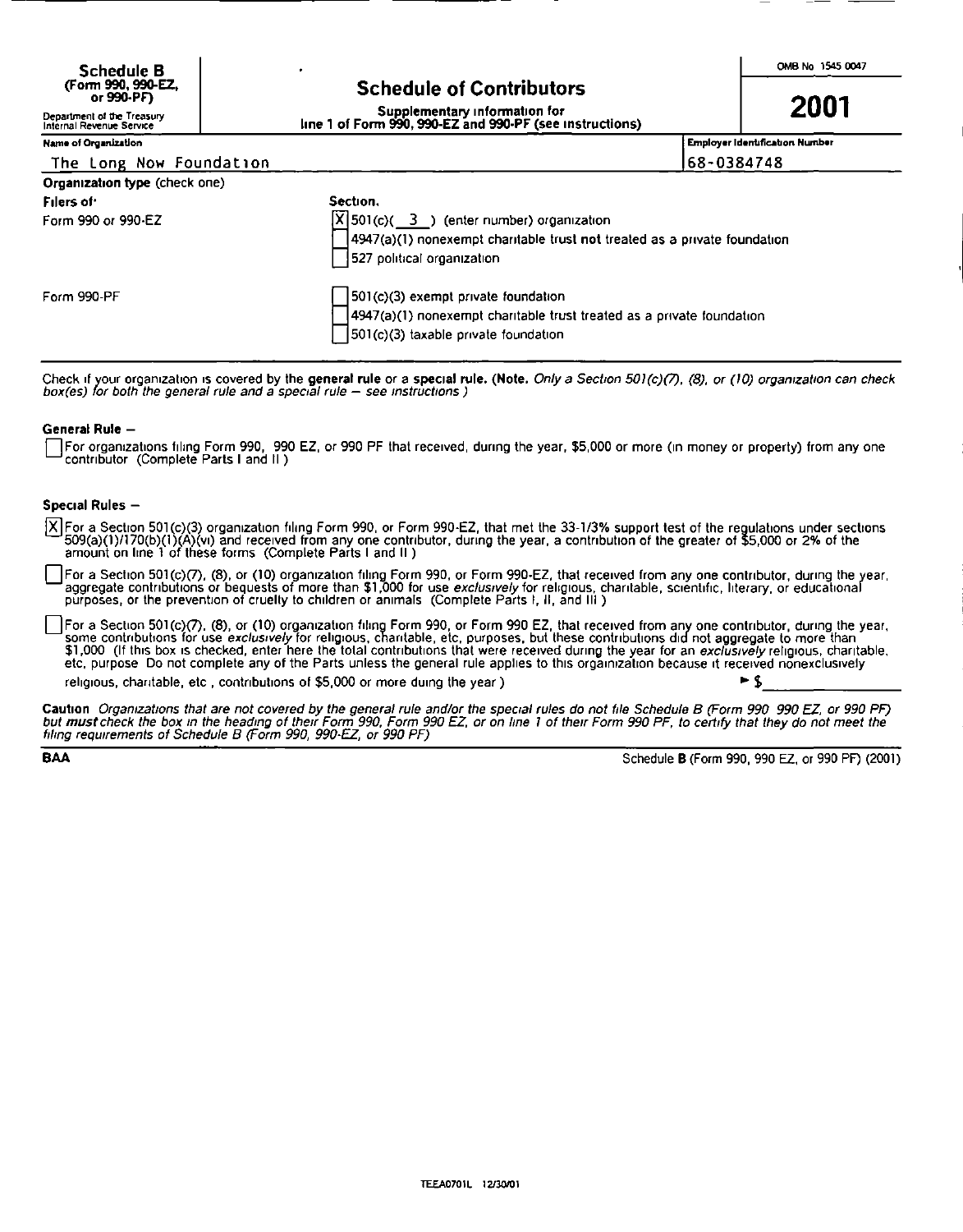**Schedule B** (Form 990, 990-EZ, or 990-PF)

Department of the Treasury Internal Revenue Service

# Schedule of Contributors

**Supplementary information for line 1 of Form 990, 990-EZ and 990-PF (see instructions)**

OMB No 1545 0047

**2001**

| Name of Organization | Employer Identification Number |
|---|---|
| The Long Now Foundation | 68-0384748 |

**Organization type** (check one)

| Filers of: | Section: |
|---|---|
| Form 990 or 990-EZ | [X] 501(c)( 3 ) (enter number) organization |
| | [ ] 4947(a)(1) nonexempt charitable trust **not** treated as a private foundation |
| | [ ] 527 political organization |
| Form 990-PF | [ ] 501(c)(3) exempt private foundation |
| | [ ] 4947(a)(1) nonexempt charitable trust treated as a private foundation |
| | [ ] 501(c)(3) taxable private foundation |

Check if your organization is covered by the **general rule** or a **special rule. (Note.** *Only a Section 501(c)(7), (8), or (10) organization can check box(es) for both the general rule and a special rule – see instructions )*

**General Rule –**

[ ] For organizations filing Form 990, 990 EZ, or 990 PF that received, during the year, $5,000 or more (in money or property) from any one contributor (Complete Parts I and II )

**Special Rules –**

[X] For a Section 501(c)(3) organization filing Form 990, or Form 990-EZ, that met the 33-1/3% support test of the regulations under sections 509(a)(1)/170(b)(1)(A)(vi) and received from any one contributor, during the year, a contribution of the greater of $5,000 or 2% of the amount on line 1 of these forms (Complete Parts I and II )

[ ] For a Section 501(c)(7), (8), or (10) organization filing Form 990, or Form 990-EZ, that received from any one contributor, during the year, aggregate contributions or bequests of more than $1,000 for use *exclusively* for religious, charitable, scientific, literary, or educational purposes, or the prevention of cruelty to children or animals (Complete Parts I, II, and III )

[ ] For a Section 501(c)(7), (8), or (10) organization filing Form 990, or Form 990 EZ, that received from any one contributor, during the year, some contributions for use *exclusively* for religious, charitable, etc, purposes, but these contributions did not aggregate to more than $1,000 (If this box is checked, enter here the total contributions that were received during the year for an *exclusively* religious, charitable, etc, purpose Do not complete any of the Parts unless the general rule applies to this organization because it received nonexclusively religious, charitable, etc , contributions of $5,000 or more during the year ) ► $ \_\_\_\_\_\_\_\_

**Caution** *Organizations that are not covered by the general rule and/or the special rules do not file Schedule B (Form 990 990 EZ, or 990 PF) but* ***must*** *check the box in the heading of their Form 990, Form 990 EZ, or on line 1 of their Form 990 PF, to certify that they do not meet the filing requirements of Schedule B (Form 990, 990-EZ, or 990 PF)*

**BAA** Schedule **B** (Form 990, 990 EZ, or 990 PF) (2001)

TEEA0701L 12/30/01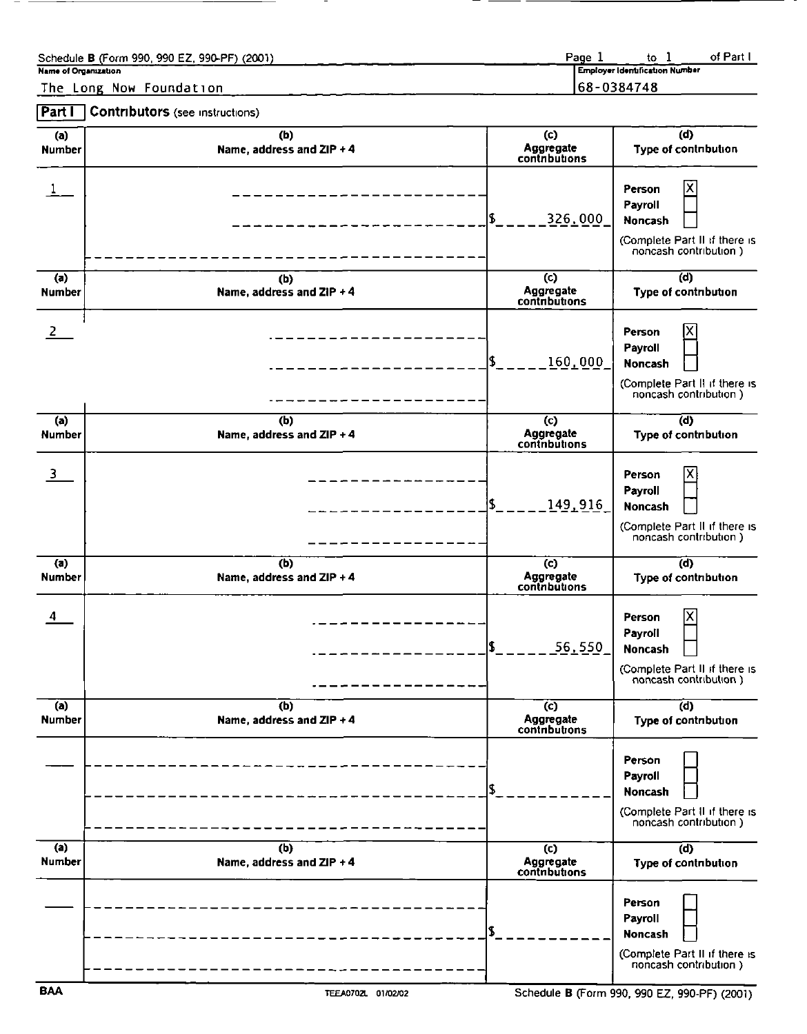Schedule **B** (Form 990, 990 EZ, 990-PF) (2001) Page 1 to 1 of Part I

**Name of Organization**

The Long Now Foundation

**Employer Identification Number**

68-0384748

## Part I Contributors (see instructions)

| (a) Number | (b) Name, address and ZIP + 4 | (c) Aggregate contributions | (d) Type of contribution |
|---|---|---|---|
| 1 | | $ 326,000 | Person [X] Payroll [ ] Noncash [ ] (Complete Part II if there is noncash contribution.) |
| 2 | | $ 160,000 | Person [X] Payroll [ ] Noncash [ ] (Complete Part II if there is noncash contribution.) |
| 3 | | $ 149,916 | Person [X] Payroll [ ] Noncash [ ] (Complete Part II if there is noncash contribution.) |
| 4 | | $ 56,550 | Person [X] Payroll [ ] Noncash [ ] (Complete Part II if there is noncash contribution.) |
| | | $ | Person [ ] Payroll [ ] Noncash [ ] (Complete Part II if there is noncash contribution.) |
| | | $ | Person [ ] Payroll [ ] Noncash [ ] (Complete Part II if there is noncash contribution.) |

BAA TEEA0702L 01/02/02 Schedule **B** (Form 990, 990 EZ, 990-PF) (2001)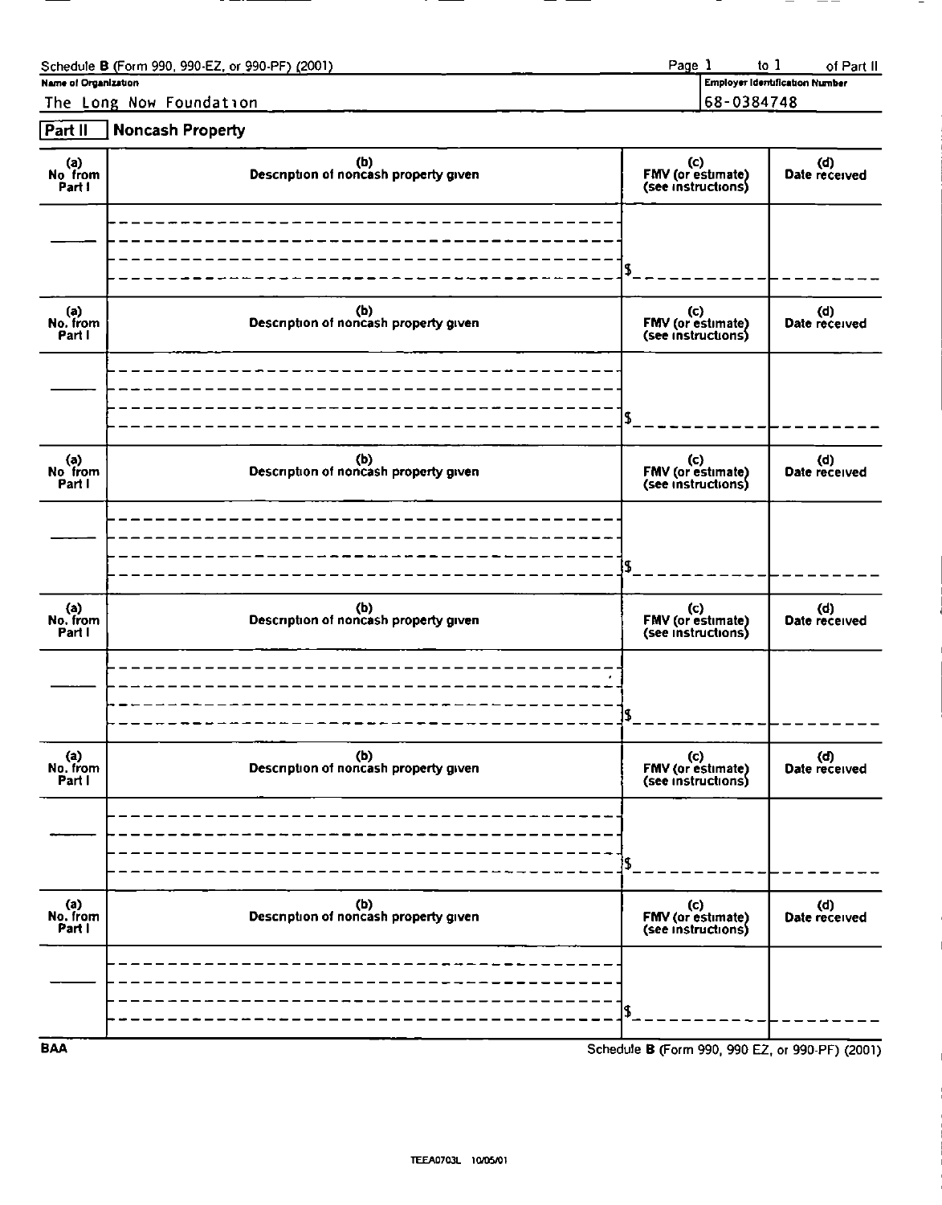Schedule B (Form 990, 990-EZ, or 990-PF) (2001) Page 1 to 1 of Part II

| Name of Organization | Employer Identification Number |
| --- | --- |
| The Long Now Foundation | 68-0384748 |

**Part II** **Noncash Property**

| (a) No. from Part I | (b) Description of noncash property given | (c) FMV (or estimate) (see instructions) | (d) Date received |
| --- | --- | --- | --- |
| | | $ | |

| (a) No. from Part I | (b) Description of noncash property given | (c) FMV (or estimate) (see instructions) | (d) Date received |
| --- | --- | --- | --- |
| | | $ | |

| (a) No. from Part I | (b) Description of noncash property given | (c) FMV (or estimate) (see instructions) | (d) Date received |
| --- | --- | --- | --- |
| | | $ | |

| (a) No. from Part I | (b) Description of noncash property given | (c) FMV (or estimate) (see instructions) | (d) Date received |
| --- | --- | --- | --- |
| | | $ | |

| (a) No. from Part I | (b) Description of noncash property given | (c) FMV (or estimate) (see instructions) | (d) Date received |
| --- | --- | --- | --- |
| | | $ | |

| (a) No. from Part I | (b) Description of noncash property given | (c) FMV (or estimate) (see instructions) | (d) Date received |
| --- | --- | --- | --- |
| | | $ | |

BAA Schedule B (Form 990, 990 EZ, or 990-PF) (2001)

TEEA0703L 10/05/01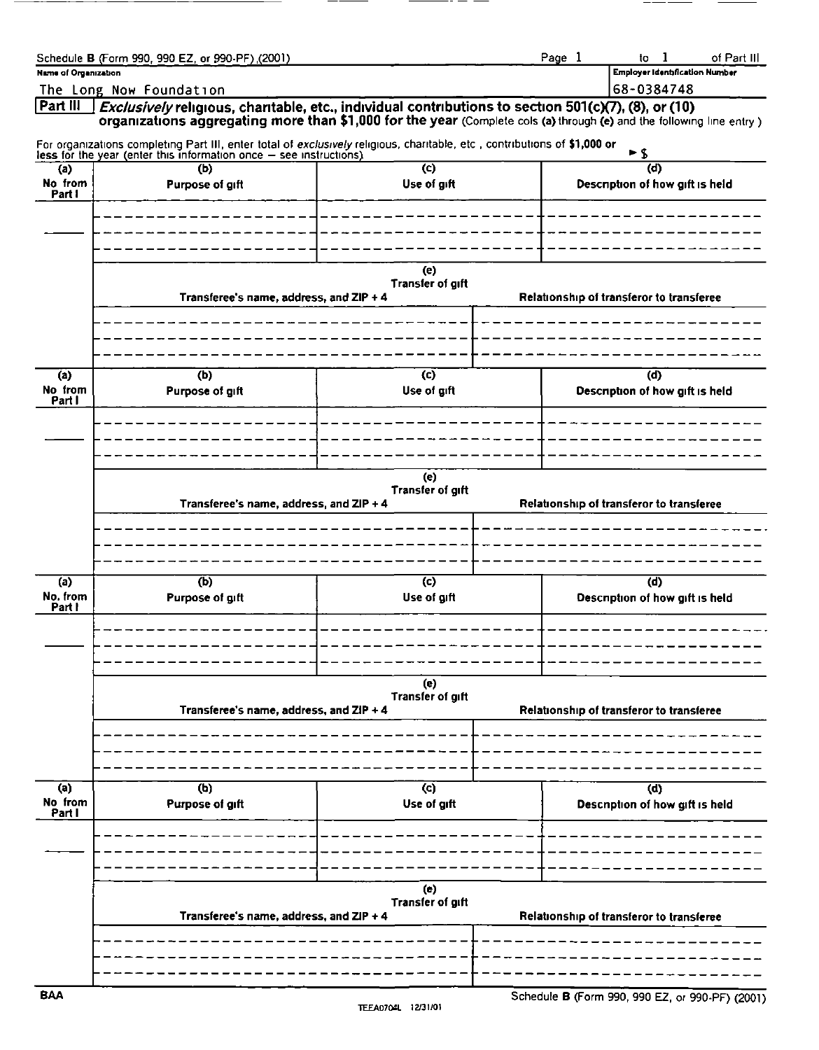Schedule B (Form 990, 990 EZ, or 990-PF) (2001) Page 1 to 1 of Part III

| Name of Organization | Employer Identification Number |
|---|---|
| The Long Now Foundation | 68-0384748 |

**Part III** ***Exclusively* religious, charitable, etc., individual contributions to section 501(c)(7), (8), or (10) organizations aggregating more than $1,000 for the year** (Complete cols (a) through (e) and the following line entry.)

For organizations completing Part III, enter total of *exclusively* religious, charitable, etc, contributions of $1,000 or less for the year (enter this information once — see instructions) ► $

| (a) No. from Part I | (b) Purpose of gift | (c) Use of gift | (d) Description of how gift is held |
|---|---|---|---|
| | | | |

| (e) Transfer of gift | |
|---|---|
| Transferee's name, address, and ZIP + 4 | Relationship of transferor to transferee |
| | |

| (a) No. from Part I | (b) Purpose of gift | (c) Use of gift | (d) Description of how gift is held |
|---|---|---|---|
| | | | |

| (e) Transfer of gift | |
|---|---|
| Transferee's name, address, and ZIP + 4 | Relationship of transferor to transferee |
| | |

| (a) No. from Part I | (b) Purpose of gift | (c) Use of gift | (d) Description of how gift is held |
|---|---|---|---|
| | | | |

| (e) Transfer of gift | |
|---|---|
| Transferee's name, address, and ZIP + 4 | Relationship of transferor to transferee |
| | |

| (a) No. from Part I | (b) Purpose of gift | (c) Use of gift | (d) Description of how gift is held |
|---|---|---|---|
| | | | |

| (e) Transfer of gift | |
|---|---|
| Transferee's name, address, and ZIP + 4 | Relationship of transferor to transferee |
| | |

BAA TEEA0704L 12/31/01 Schedule B (Form 990, 990 EZ, or 990-PF) (2001)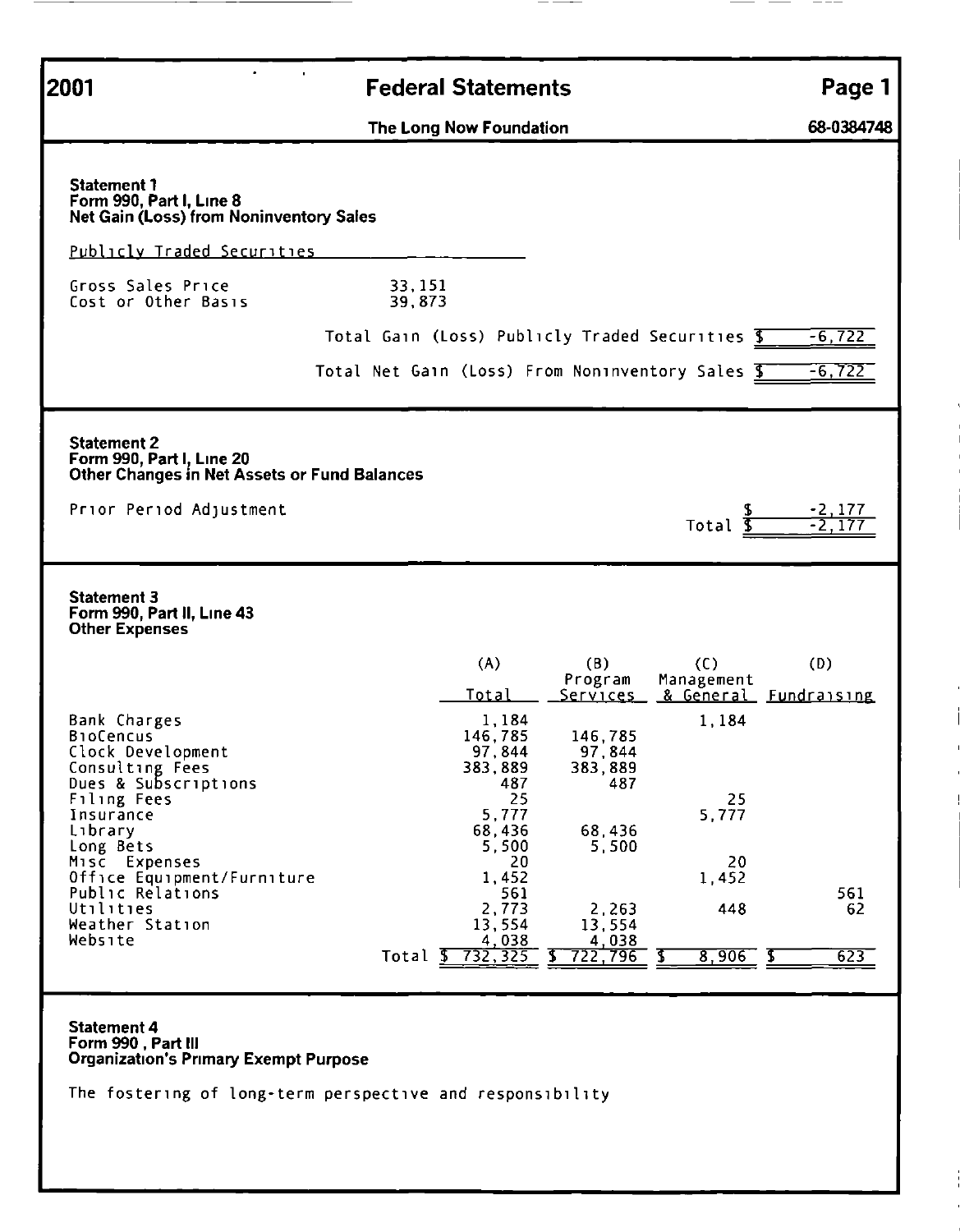**2001** **Federal Statements** **Page 1**

**The Long Now Foundation** **68-0384748**

### Statement 1
### Form 990, Part I, Line 8
### Net Gain (Loss) from Noninventory Sales

Publicly Traded Securities

| | |
|---|---|
| Gross Sales Price | 33,151 |
| Cost or Other Basis | 39,873 |

| | |
|---|---|
| Total Gain (Loss) Publicly Traded Securities | $ -6,722 |
| Total Net Gain (Loss) From Noninventory Sales | $ -6,722 |

### Statement 2
### Form 990, Part I, Line 20
### Other Changes in Net Assets or Fund Balances

| | |
|---|---|
| Prior Period Adjustment | $ -2,177 |
| Total | $ -2,177 |

### Statement 3
### Form 990, Part II, Line 43
### Other Expenses

| | (A) Total | (B) Program Services | (C) Management & General | (D) Fundraising |
|---|---|---|---|---|
| Bank Charges | 1,184 | | 1,184 | |
| BioCencus | 146,785 | 146,785 | | |
| Clock Development | 97,844 | 97,844 | | |
| Consulting Fees | 383,889 | 383,889 | | |
| Dues & Subscriptions | 487 | 487 | | |
| Filing Fees | 25 | | 25 | |
| Insurance | 5,777 | | 5,777 | |
| Library | 68,436 | 68,436 | | |
| Long Bets | 5,500 | 5,500 | | |
| Misc Expenses | 20 | | 20 | |
| Office Equipment/Furniture | 1,452 | | 1,452 | |
| Public Relations | 561 | | | 561 |
| Utilities | 2,773 | 2,263 | 448 | 62 |
| Weather Station | 13,554 | 13,554 | | |
| Website | 4,038 | 4,038 | | |
| Total | $ 732,325 | $ 722,796 | $ 8,906 | $ 623 |

### Statement 4
### Form 990, Part III
### Organization's Primary Exempt Purpose

The fostering of long-term perspective and responsibility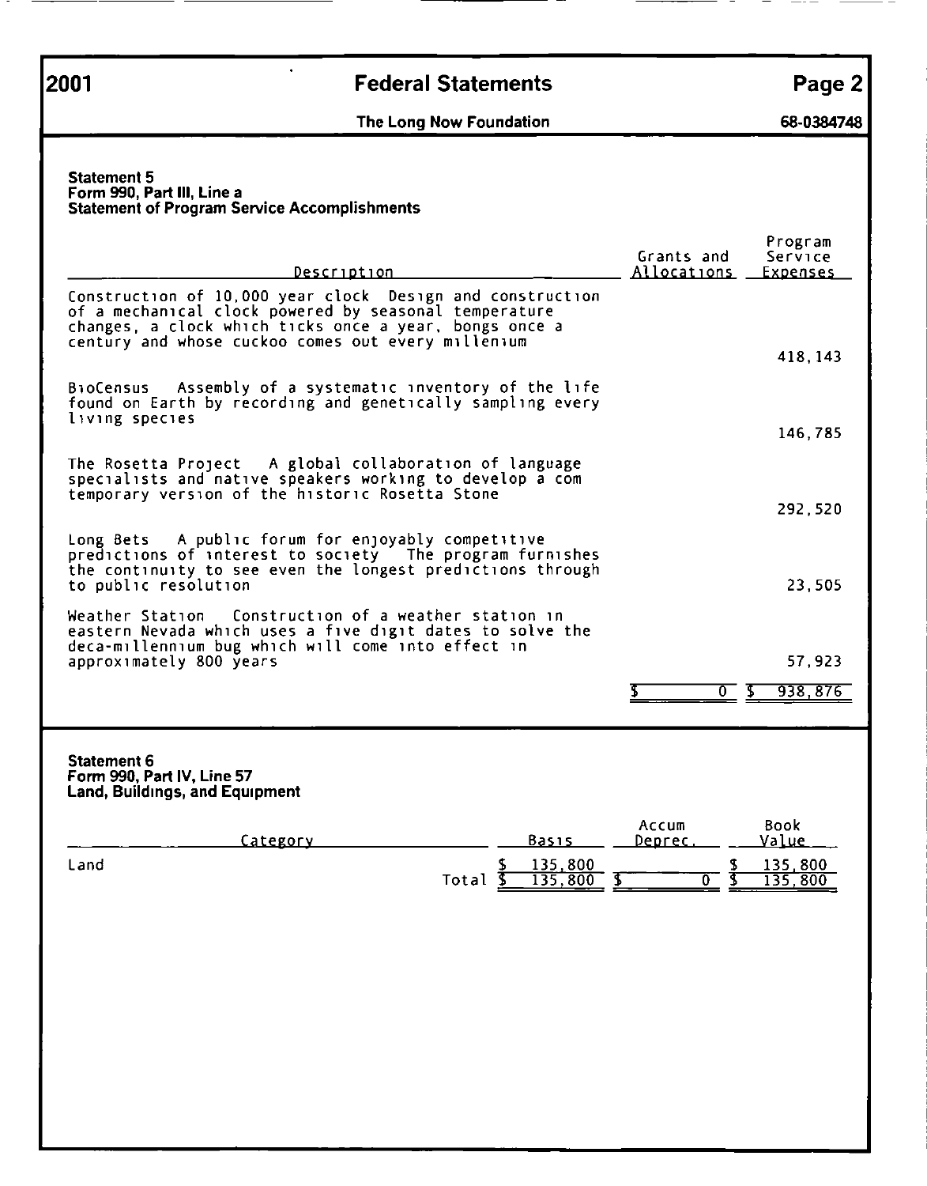**2001** | **Federal Statements** | **Page 2**

**The Long Now Foundation** | **68-0384748**

**Statement 5**
**Form 990, Part III, Line a**
**Statement of Program Service Accomplishments**

| Description | Grants and Allocations | Program Service Expenses |
|---|---|---|
| Construction of 10,000 year clock Design and construction of a mechanical clock powered by seasonal temperature changes, a clock which ticks once a year, bongs once a century and whose cuckoo comes out every millenium | | 418,143 |
| BioCensus Assembly of a systematic inventory of the life found on Earth by recording and genetically sampling every living species | | 146,785 |
| The Rosetta Project A global collaboration of language specialists and native speakers working to develop a com temporary version of the historic Rosetta Stone | | 292,520 |
| Long Bets A public forum for enjoyably competitive predictions of interest to society The program furnishes the continuity to see even the longest predictions through to public resolution | | 23,505 |
| Weather Station Construction of a weather station in eastern Nevada which uses a five digit dates to solve the deca-millennium bug which will come into effect in approximately 800 years | | 57,923 |
| | $ 0 | $ 938,876 |

**Statement 6**
**Form 990, Part IV, Line 57**
**Land, Buildings, and Equipment**

| Category | Basis | Accum Deprec. | Book Value |
|---|---|---|---|
| Land | $ 135,800 | | $ 135,800 |
| Total | $ 135,800 | $ 0 | $ 135,800 |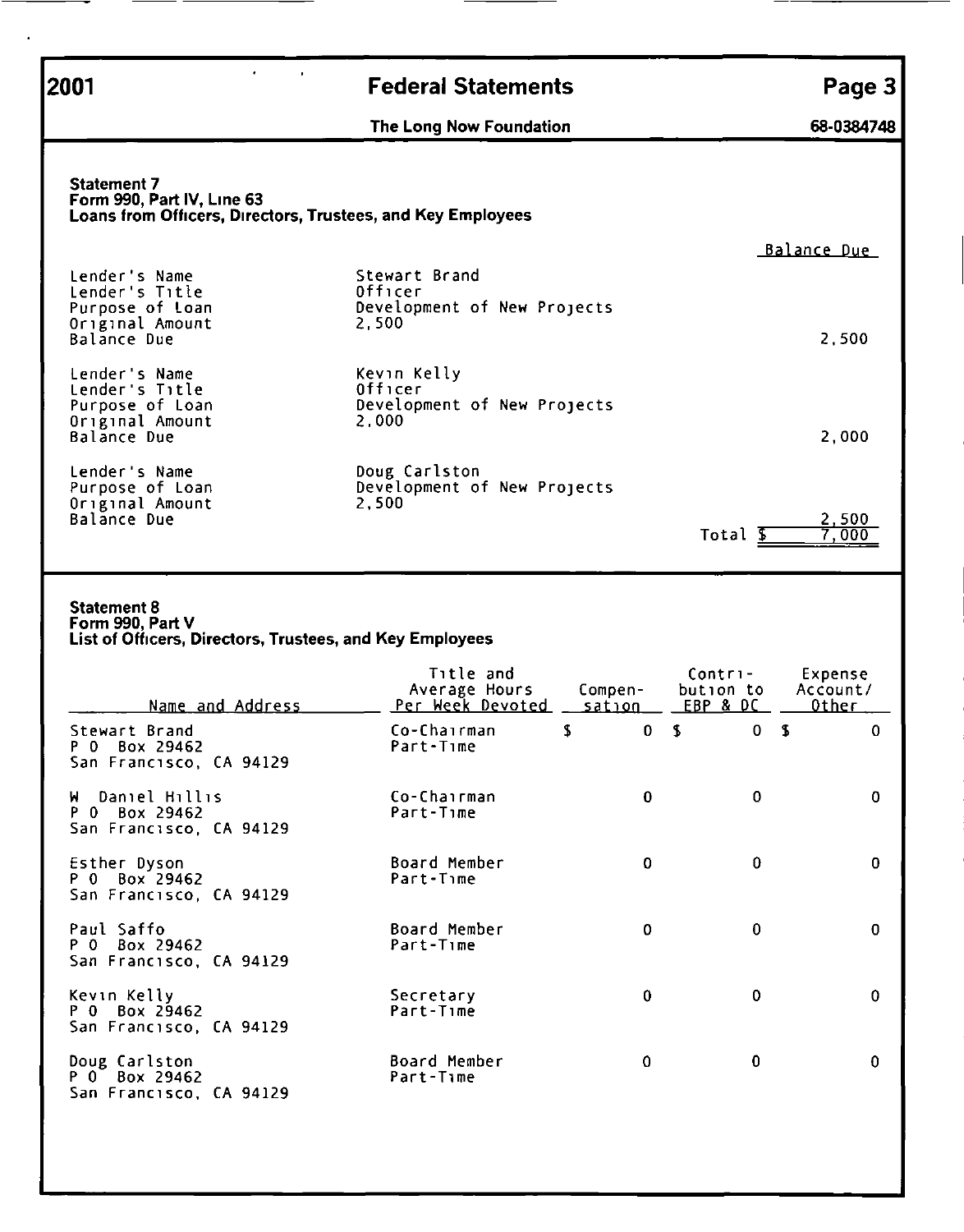# 2001 Federal Statements

**The Long Now Foundation** — **68-0384748**

### Statement 7
**Form 990, Part IV, Line 63**
**Loans from Officers, Directors, Trustees, and Key Employees**

| | | Balance Due |
|---|---|---|
| Lender's Name | Stewart Brand | |
| Lender's Title | Officer | |
| Purpose of Loan | Development of New Projects | |
| Original Amount | 2,500 | |
| Balance Due | | 2,500 |
| Lender's Name | Kevin Kelly | |
| Lender's Title | Officer | |
| Purpose of Loan | Development of New Projects | |
| Original Amount | 2,000 | |
| Balance Due | | 2,000 |
| Lender's Name | Doug Carlston | |
| Purpose of Loan | Development of New Projects | |
| Original Amount | 2,500 | |
| Balance Due | | 2,500 |
| | Total | $ 7,000 |

### Statement 8
**Form 990, Part V**
**List of Officers, Directors, Trustees, and Key Employees**

| Name and Address | Title and Average Hours Per Week Devoted | Compensation | Contribution to EBP & DC | Expense Account/ Other |
|---|---|---|---|---|
| Stewart Brand<br>P O Box 29462<br>San Francisco, CA 94129 | Co-Chairman<br>Part-Time | $ 0 | $ 0 | $ 0 |
| W Daniel Hillis<br>P O Box 29462<br>San Francisco, CA 94129 | Co-Chairman<br>Part-Time | 0 | 0 | 0 |
| Esther Dyson<br>P O Box 29462<br>San Francisco, CA 94129 | Board Member<br>Part-Time | 0 | 0 | 0 |
| Paul Saffo<br>P O Box 29462<br>San Francisco, CA 94129 | Board Member<br>Part-Time | 0 | 0 | 0 |
| Kevin Kelly<br>P O Box 29462<br>San Francisco, CA 94129 | Secretary<br>Part-Time | 0 | 0 | 0 |
| Doug Carlston<br>P O Box 29462<br>San Francisco, CA 94129 | Board Member<br>Part-Time | 0 | 0 | 0 |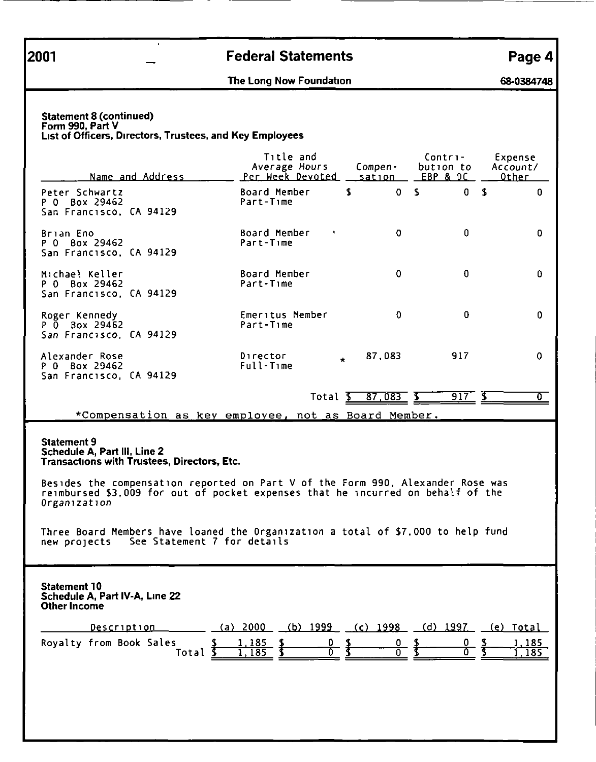**2001** **Federal Statements** **Page 4**

**The Long Now Foundation** **68-0384748**

**Statement 8 (continued)**
**Form 990, Part V**
**List of Officers, Directors, Trustees, and Key Employees**

| Name and Address | Title and Average Hours Per Week Devoted | Compensation | Contribution to EBP & DC | Expense Account/ Other |
|---|---|---|---|---|
| Peter Schwartz<br>P O Box 29462<br>San Francisco, CA 94129 | Board Member<br>Part-Time | $ 0 | $ 0 | $ 0 |
| Brian Eno<br>P O Box 29462<br>San Francisco, CA 94129 | Board Member<br>Part-Time | 0 | 0 | 0 |
| Michael Keller<br>P O Box 29462<br>San Francisco, CA 94129 | Board Member<br>Part-Time | 0 | 0 | 0 |
| Roger Kennedy<br>P O Box 29462<br>San Francisco, CA 94129 | Emeritus Member<br>Part-Time | 0 | 0 | 0 |
| Alexander Rose<br>P O Box 29462<br>San Francisco, CA 94129 | Director<br>Full-Time | * 87,083 | 917 | 0 |
| | Total | $ 87,083 | $ 917 | $ 0 |

*Compensation as key employee, not as Board Member.

**Statement 9**
**Schedule A, Part III, Line 2**
**Transactions with Trustees, Directors, Etc.**

Besides the compensation reported on Part V of the Form 990, Alexander Rose was reimbursed $3,009 for out of pocket expenses that he incurred on behalf of the Organization

Three Board Members have loaned the Organization a total of $7,000 to help fund new projects See Statement 7 for details

**Statement 10**
**Schedule A, Part IV-A, Line 22**
**Other Income**

| Description | (a) 2000 | (b) 1999 | (c) 1998 | (d) 1997 | (e) Total |
|---|---|---|---|---|---|
| Royalty from Book Sales | $ 1,185 | $ 0 | $ 0 | $ 0 | $ 1,185 |
| Total | $ 1,185 | $ 0 | $ 0 | $ 0 | $ 1,185 |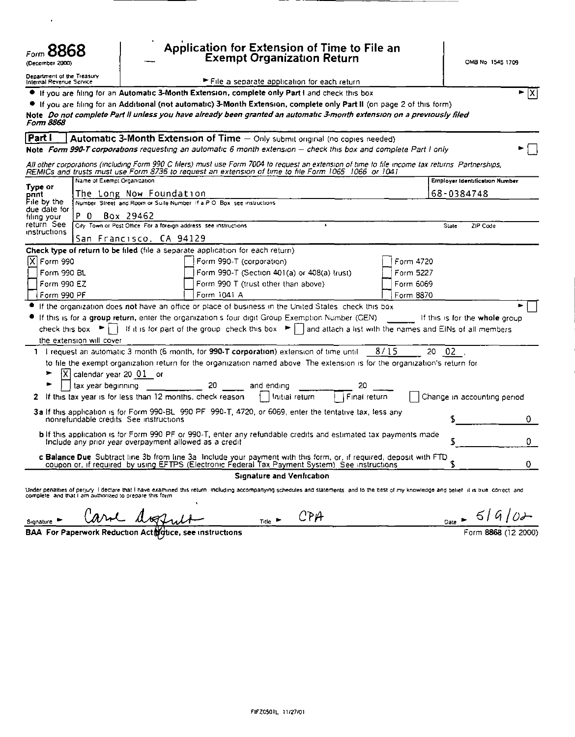Form **8868**
(December 2000)

Department of the Treasury
Internal Revenue Service

# Application for Extension of Time to File an Exempt Organization Return

OMB No 1545 1709

► File a separate application for each return

- If you are filing for an **Automatic 3-Month Extension, complete only Part I** and check this box ► [X]
- If you are filing for an **Additional (not automatic) 3-Month Extension, complete only Part II** (on page 2 of this form)

**Note** *Do not complete Part II unless you have already been granted an automatic 3-month extension on a previously filed Form 8868*

## Part I — Automatic 3-Month Extension of Time — Only submit original (no copies needed)

**Note** *Form 990-T corporations requesting an automatic 6 month extension – check this box and complete Part I only* ► [ ]

*All other corporations (including Form 990 C filers) must use Form 7004 to request an extension of time to file income tax returns Partnerships, REMICs and trusts must use Form 8736 to request an extension of time to file Form 1065 1066 or 1041*

Type or print. File by the due date for filing your return. See instructions.

| Name of Exempt Organization | Employer Identification Number |
|---|---|
| The Long Now Foundation | 68-0384748 |
| Number Street and Room or Suite Number If a P O Box see instructions | |
| P O Box 29462 | |
| City Town or Post Office For a foreign address see instructions | State ZIP Code |
| San Francisco, CA 94129 | |

**Check type of return to be filed** (file a separate application for each return)

| | | |
|---|---|---|
| [X] Form 990 | [ ] Form 990-T (corporation) | [ ] Form 4720 |
| [ ] Form 990 BL | [ ] Form 990-T (Section 401(a) or 408(a) trust) | [ ] Form 5227 |
| [ ] Form 990 EZ | [ ] Form 990 T (trust other than above) | [ ] Form 6069 |
| [ ] Form 990 PF | [ ] Form 1041 A | [ ] Form 8870 |

- If the organization does **not** have an office or place of business in the United States check this box ► [ ]
- If this is for a **group return,** enter the organization s four digit Group Exemption Number (GEN) _____ If this is for the **whole** group check this box ► [ ] If it is for part of the group check this box ► [ ] and attach a list with the names and EINs of all members the extension will cover

1 I request an automatic 3 month (6 month, for **990-T corporation**) extension of time until 8/15 20 02 ,
to file the exempt organization return for the organization named above The extension is for the organization's return for
► [X] calendar year 20 01 or
► [ ] tax year beginning ________ 20 ____ and ending ________ 20 ____

2 If this tax year is for less than 12 months, check reason [ ] Initial return [ ] Final return [ ] Change in accounting period

3a If this application is for Form 990-BL 990 PF 990-T, 4720, or 6069, enter the tentative tax, less any nonrefundable credits See instructions — $ 0

b If this application is for Form 990 PF or 990-T, enter any refundable credits and estimated tax payments made Include any prior year overpayment allowed as a credit — $ 0

c **Balance Due** Subtract line 3b from line 3a Include your payment with this form, or, if required, deposit with FTD coupon or, if required by using EFTPS (Electronic Federal Tax Payment System) See instructions — $ 0

**Signature and Verification**

Under penalties of perjury I declare that I have examined this return including accompanying schedules and statements and to the best of my knowledge and belief it is true correct and complete and that I am authorized to prepare this form

Signature ► Carol [signature] Title ► CPA Date ► 5/9/02

**BAA For Paperwork Reduction Act Notice, see instructions** — Form **8868** (12 2000)

FIFZ0501L 11/27/01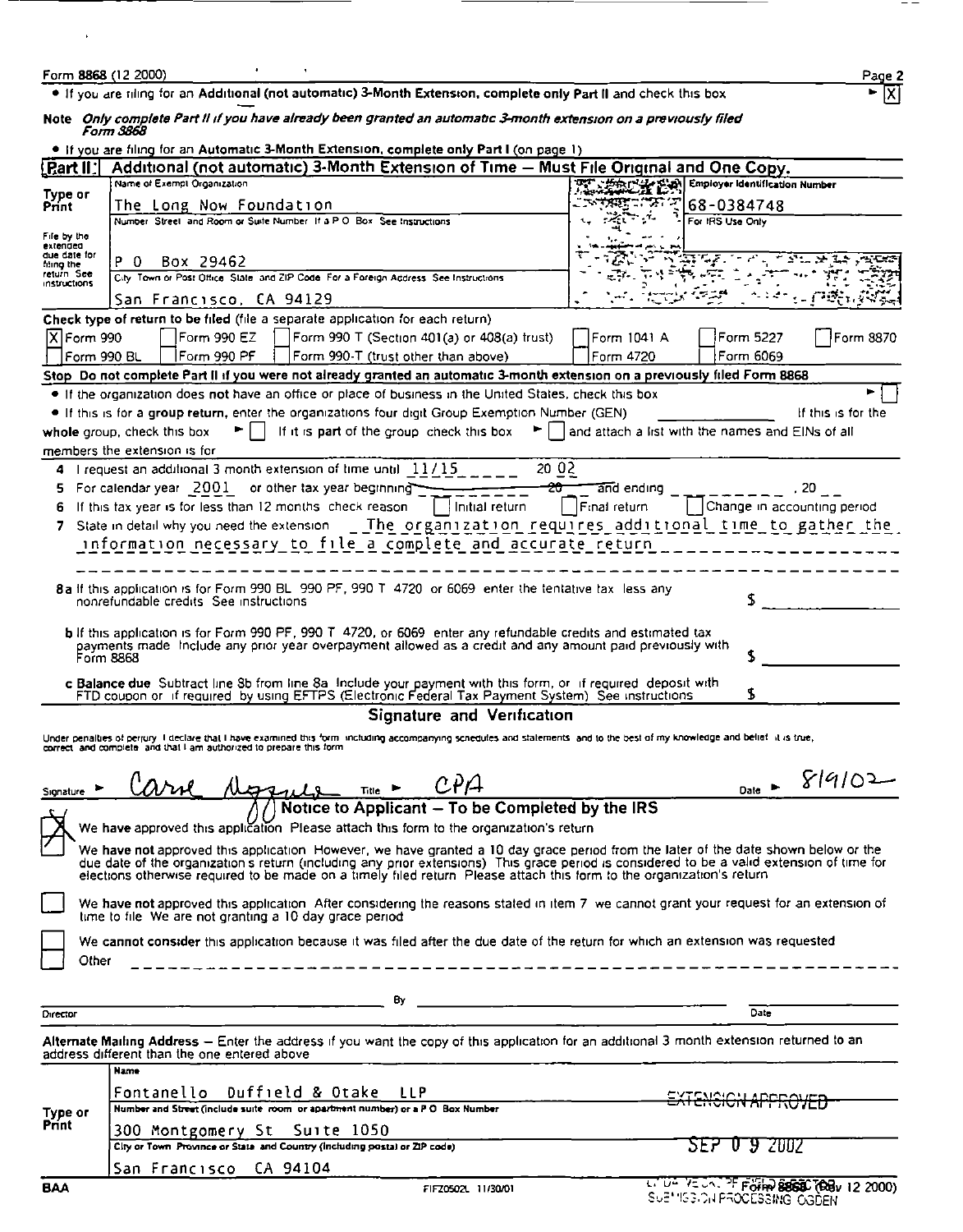Form 8868 (12 2000) Page 2

- If you are filing for an **Additional (not automatic) 3-Month Extension, complete only Part II** and check this box ► [X]

**Note** *Only complete Part II if you have already been granted an automatic 3-month extension on a previously filed Form 8868*

- If you are filing for an **Automatic 3-Month Extension, complete only Part I** (on page 1)

## Part II: Additional (not automatic) 3-Month Extension of Time — Must File Original and One Copy.

**Type or Print**

File by the extended due date for filing the return. See instructions

Name of Exempt Organization: The Long Now Foundation

Employer Identification Number: 68-0384748

Number Street and Room or Suite Number If a P O Box See instructions: P O Box 29462

For IRS Use Only

City Town or Post Office State and ZIP Code For a Foreign Address See Instructions: San Francisco, CA 94129

**Check type of return to be filed** (file a separate application for each return)

[X] Form 990 [ ] Form 990 EZ [ ] Form 990 T (Section 401(a) or 408(a) trust) [ ] Form 1041 A [ ] Form 5227 [ ] Form 8870
[ ] Form 990 BL [ ] Form 990 PF [ ] Form 990-T (trust other than above) [ ] Form 4720 [ ] Form 6069

**Stop Do not complete Part II if you were not already granted an automatic 3-month extension on a previously filed Form 8868**

- If the organization does not have an office or place of business in the United States, check this box ► [ ]
- If this is for a **group return**, enter the organizations four digit Group Exemption Number (GEN) ______ If this is for the **whole** group, check this box ► [ ] If it is **part** of the group check this box ► [ ] and attach a list with the names and EINs of all members the extension is for

4 I request an additional 3 month extension of time until 11/15 20 02

5 For calendar year 2001 or other tax year beginning ______ 20 ___ and ending ______, 20 __

6 If this tax year is for less than 12 months check reason [ ] Initial return [ ] Final return [ ] Change in accounting period

7 State in detail why you need the extension The organization requires additional time to gather the information necessary to file a complete and accurate return

8a If this application is for Form 990 BL 990 PF, 990 T 4720 or 6069 enter the tentative tax less any nonrefundable credits See instructions $

b If this application is for Form 990 PF, 990 T 4720, or 6069 enter any refundable credits and estimated tax payments made Include any prior year overpayment allowed as a credit and any amount paid previously with Form 8868 $

c **Balance due** Subtract line 8b from line 8a Include your payment with this form, or if required deposit with FTD coupon or if required by using EFTPS (Electronic Federal Tax Payment System) See instructions $

### Signature and Verification

Under penalties of perjury I declare that I have examined this form including accompanying schedules and statements and to the best of my knowledge and belief it is true, correct and complete and that I am authorized to prepare this form

Signature ► Carne Nozula Title ► CPA Date ► 8/9/02

### Notice to Applicant — To be Completed by the IRS

[X] We **have** approved this application Please attach this form to the organization's return

[ ] We **have not** approved this application However, we have granted a 10 day grace period from the later of the date shown below or the due date of the organization s return (including any prior extensions) This grace period is considered to be a valid extension of time for elections otherwise required to be made on a timely filed return Please attach this form to the organization's return

[ ] We **have not** approved this application After considering the reasons stated in item 7 we cannot grant your request for an extension of time to file We are not granting a 10 day grace period

[ ] We **cannot consider** this application because it was filed after the due date of the return for which an extension was requested

[ ] Other

Director By Date

**Alternate Mailing Address** — Enter the address if you want the copy of this application for an additional 3 month extension returned to an address different than the one entered above

**Type or Print**

Name: Fontanello Duffield & Otake LLP

Number and Street (include suite room or apartment number) or a P O Box Number: 300 Montgomery St Suite 1050

City or Town Province or State and Country (Including postal or ZIP code): San Francisco CA 94104

EXTENSION APPROVED
SEP 0 9 2002

SUBMISSION PROCESSING OGDEN

BAA FIFZ0502L 11/30/01 Form 8868 (Rev 12 2000)